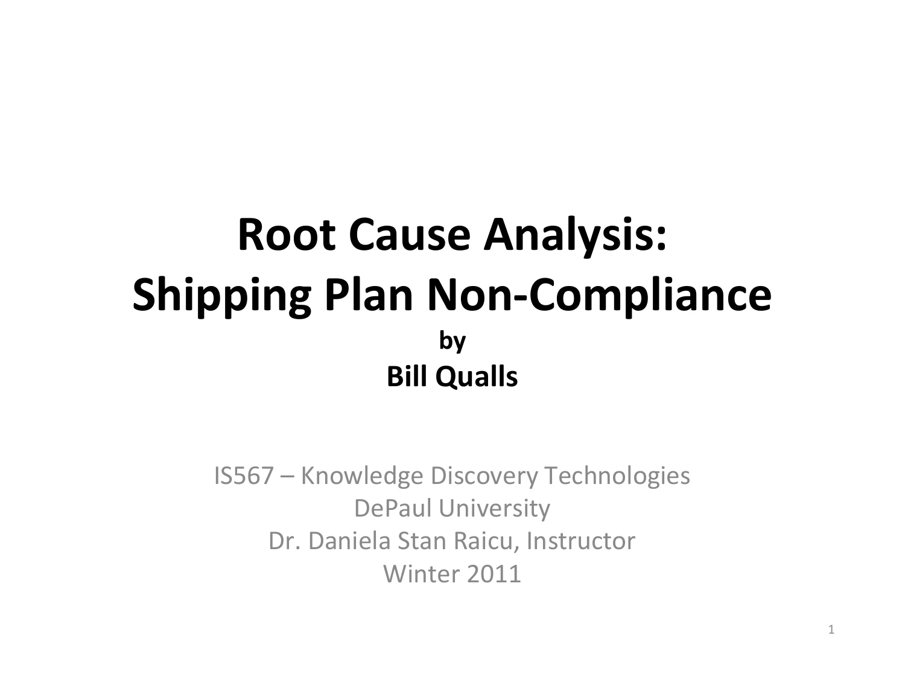# Root Cause Analysis: Shipping Plan Non-Compliance

**by**

**Bill Qualls**

IS567 – Knowledge Discovery Technologies
DePaul University
Dr. Daniela Stan Raicu, Instructor
Winter 2011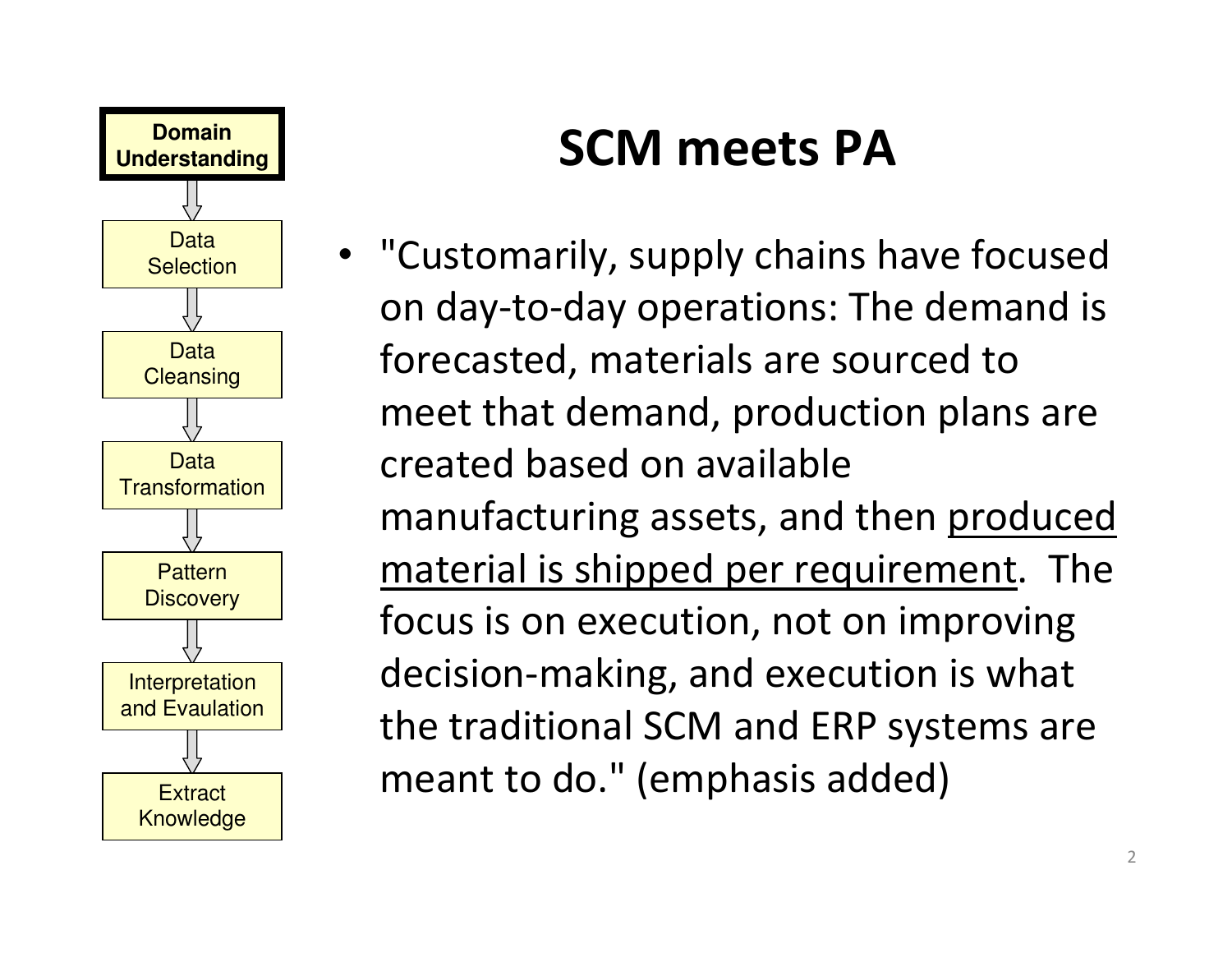# SCM meets PA

- **Domain Understanding**
- Data Selection
- Data Cleansing
- Data Transformation
- Pattern Discovery
- Interpretation and Evaulation
- Extract Knowledge

- "Customarily, supply chains have focused on day-to-day operations: The demand is forecasted, materials are sourced to meet that demand, production plans are created based on available manufacturing assets, and then <u>produced material is shipped per requirement</u>. The focus is on execution, not on improving decision-making, and execution is what the traditional SCM and ERP systems are meant to do." (emphasis added)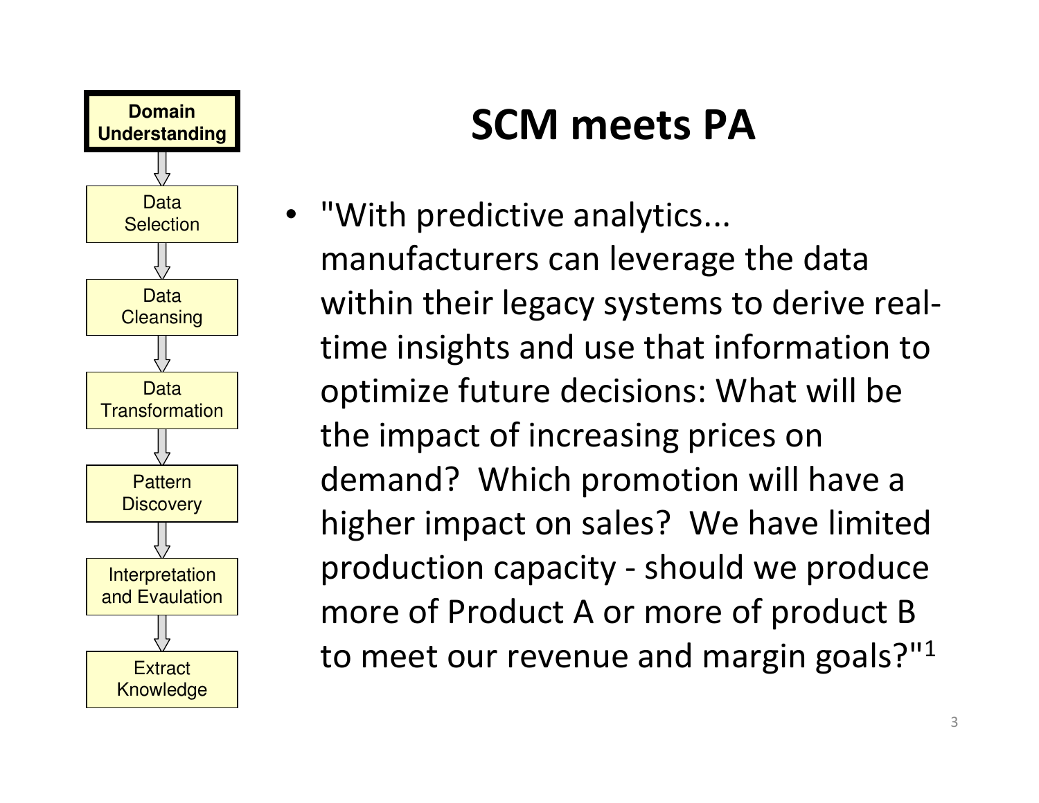- Domain Understanding
- Data Selection
- Data Cleansing
- Data Transformation
- Pattern Discovery
- Interpretation and Evaulation
- Extract Knowledge

# SCM meets PA

- "With predictive analytics... manufacturers can leverage the data within their legacy systems to derive real-time insights and use that information to optimize future decisions: What will be the impact of increasing prices on demand? Which promotion will have a higher impact on sales? We have limited production capacity - should we produce more of Product A or more of product B to meet our revenue and margin goals?"[1]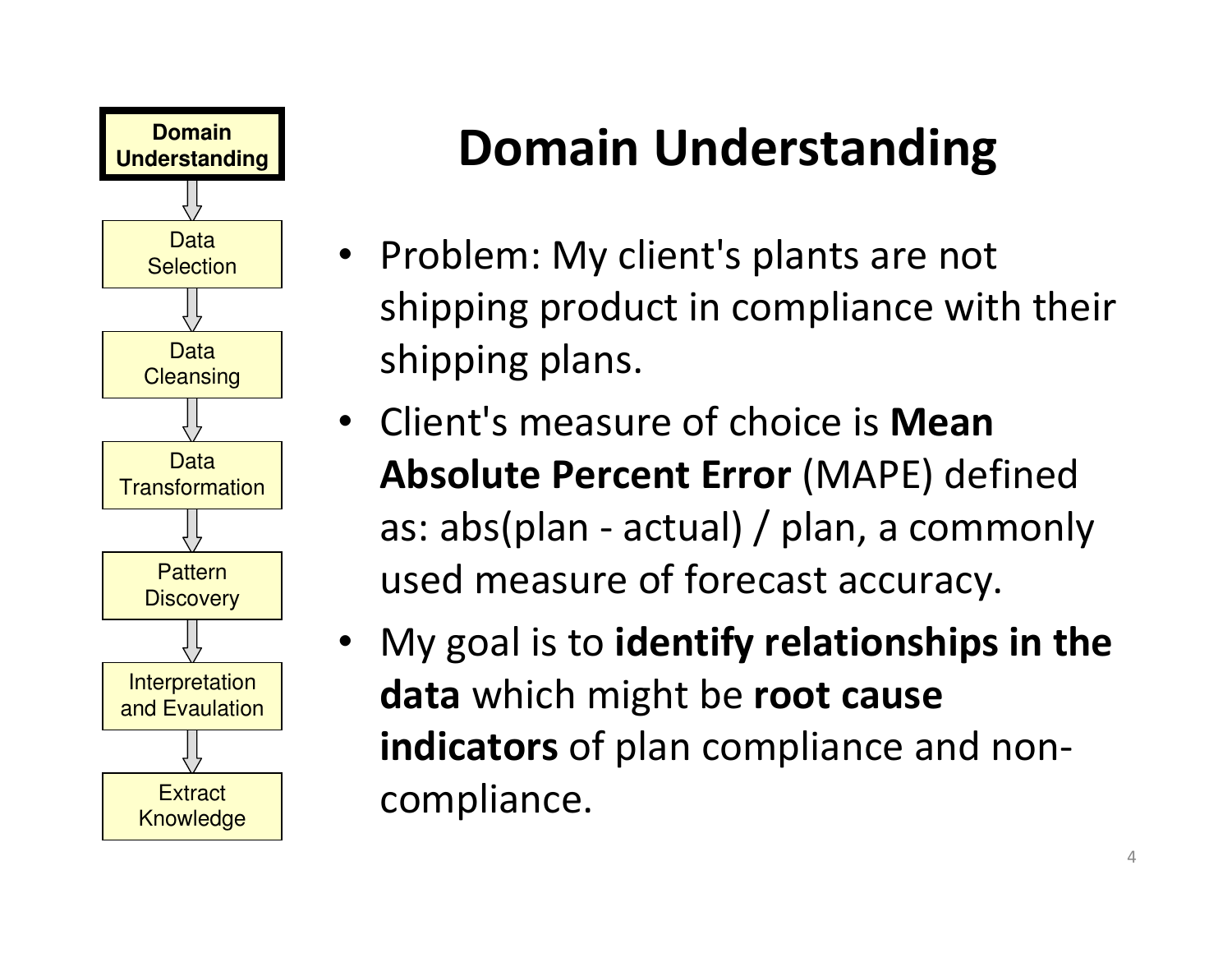Domain Understanding → Data Selection → Data Cleansing → Data Transformation → Pattern Discovery → Interpretation and Evaulation → Extract Knowledge

# Domain Understanding

- Problem: My client's plants are not shipping product in compliance with their shipping plans.
- Client's measure of choice is **Mean Absolute Percent Error** (MAPE) defined as: abs(plan - actual) / plan, a commonly used measure of forecast accuracy.
- My goal is to **identify relationships in the data** which might be **root cause indicators** of plan compliance and non-compliance.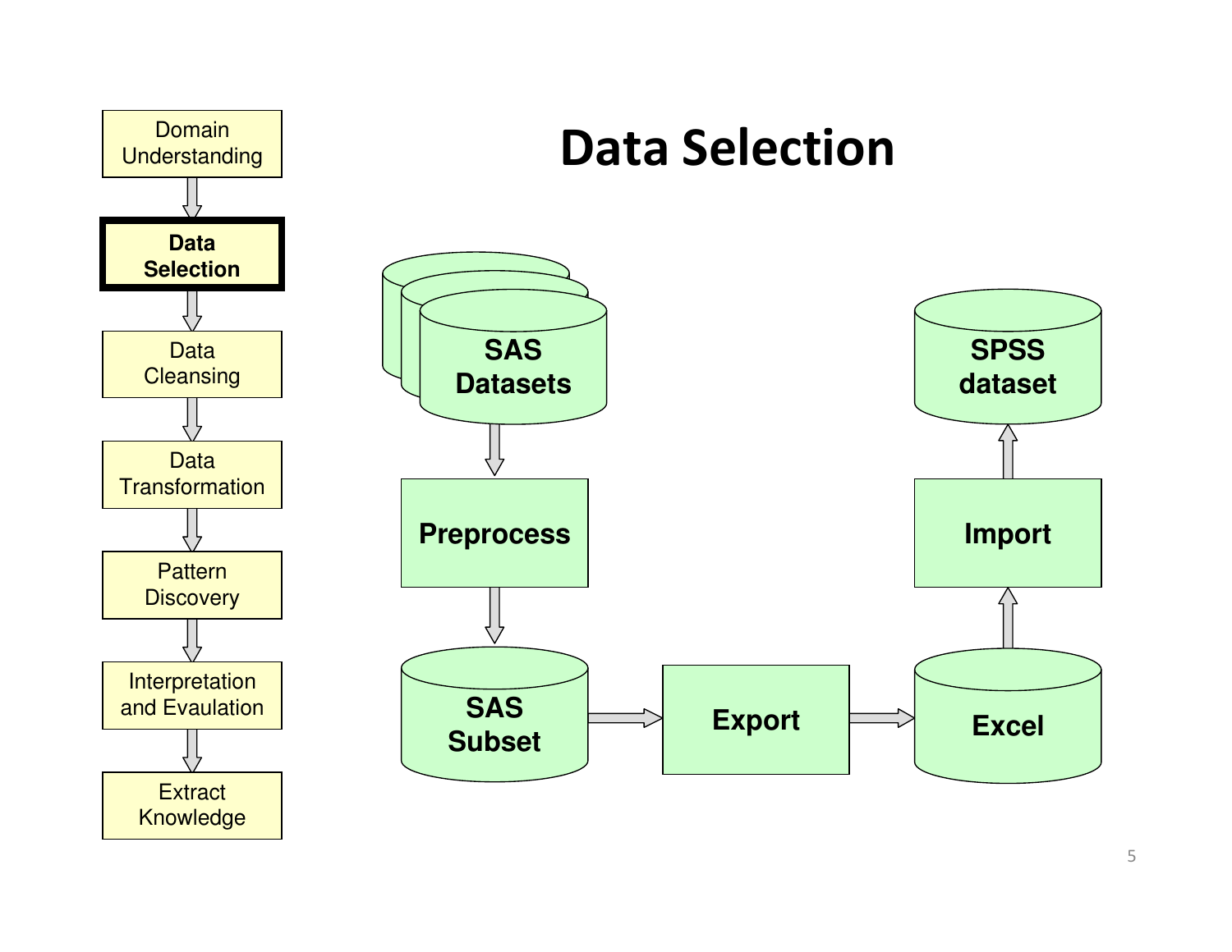# Data Selection

- Domain Understanding
- **Data Selection**
- Data Cleansing
- Data Transformation
- Pattern Discovery
- Interpretation and Evaulation
- Extract Knowledge

SAS Datasets → Preprocess → SAS Subset → Export → Excel → Import → SPSS dataset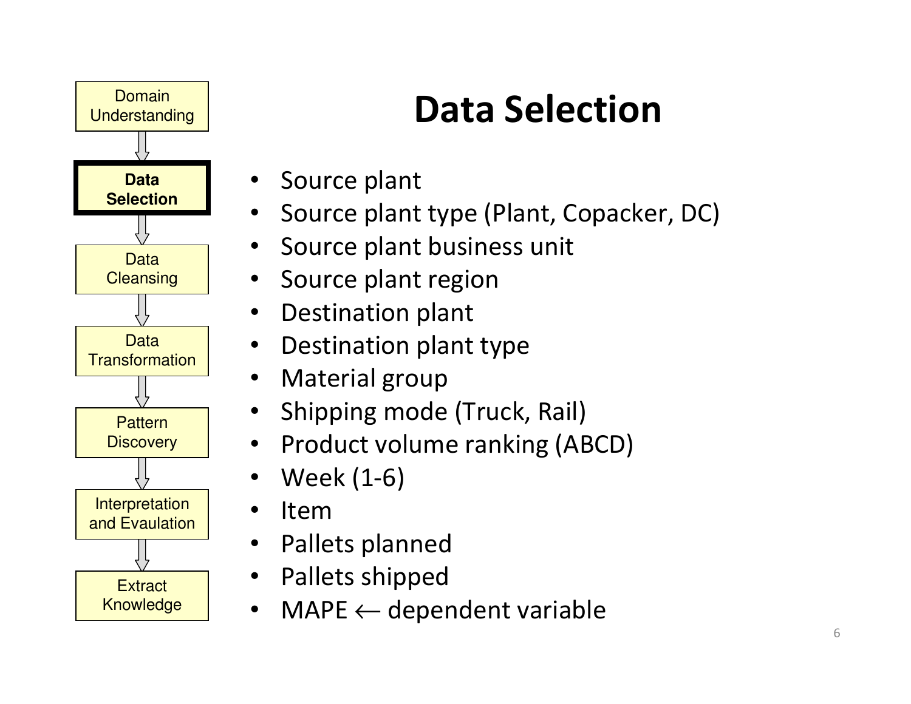Domain Understanding → **Data Selection** → Data Cleansing → Data Transformation → Pattern Discovery → Interpretation and Evaulation → Extract Knowledge

# Data Selection

- Source plant
- Source plant type (Plant, Copacker, DC)
- Source plant business unit
- Source plant region
- Destination plant
- Destination plant type
- Material group
- Shipping mode (Truck, Rail)
- Product volume ranking (ABCD)
- Week (1-6)
- Item
- Pallets planned
- Pallets shipped
- MAPE $\leftarrow$ dependent variable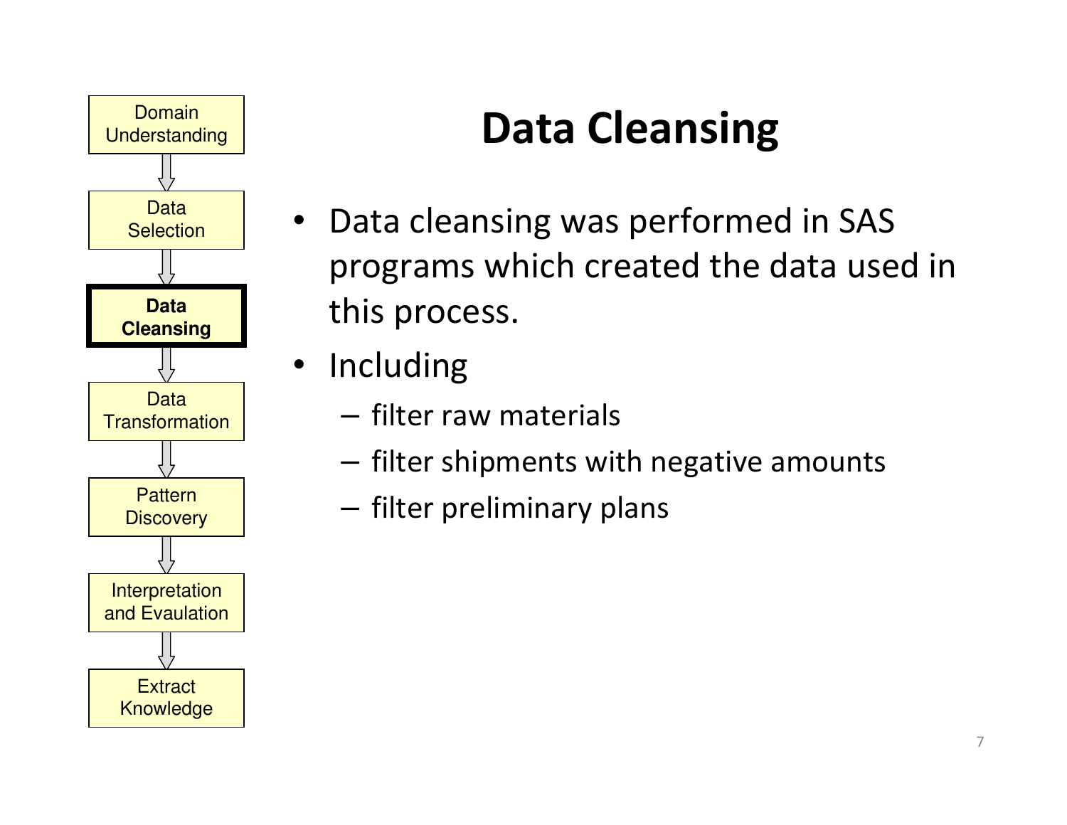Domain Understanding

Data Selection

**Data Cleansing**

Data Transformation

Pattern Discovery

Interpretation and Evaulation

Extract Knowledge

# Data Cleansing

- Data cleansing was performed in SAS programs which created the data used in this process.
- Including
  - filter raw materials
  - filter shipments with negative amounts
  - filter preliminary plans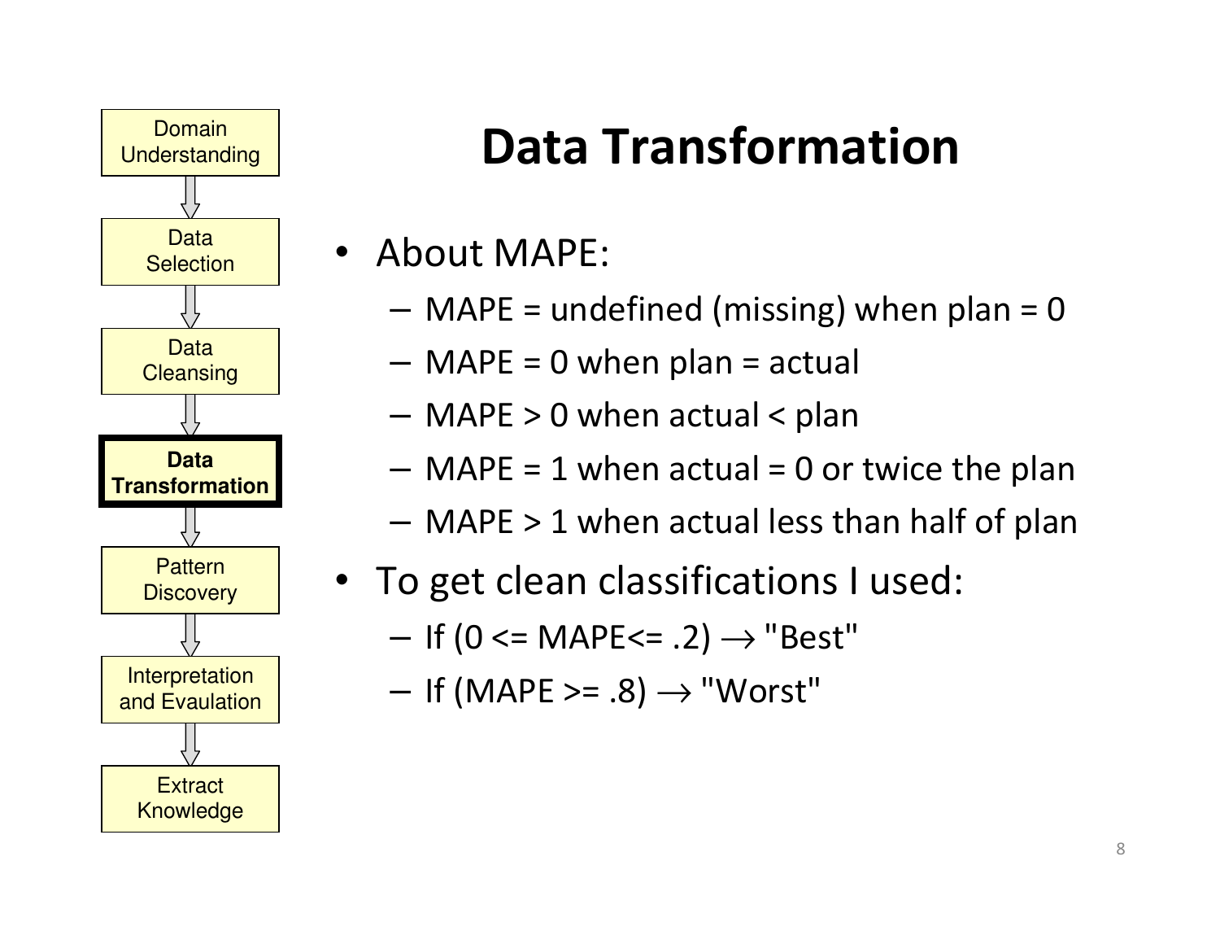Domain Understanding → Data Selection → Data Cleansing → **Data Transformation** → Pattern Discovery → Interpretation and Evaulation → Extract Knowledge

# Data Transformation

- About MAPE:
  - MAPE = undefined (missing) when plan = 0
  - MAPE = 0 when plan = actual
  - MAPE > 0 when actual < plan
  - MAPE = 1 when actual = 0 or twice the plan
  - MAPE > 1 when actual less than half of plan
- To get clean classifications I used:
  - If (0 <= MAPE<= .2) → "Best"
  - If (MAPE >= .8) → "Worst"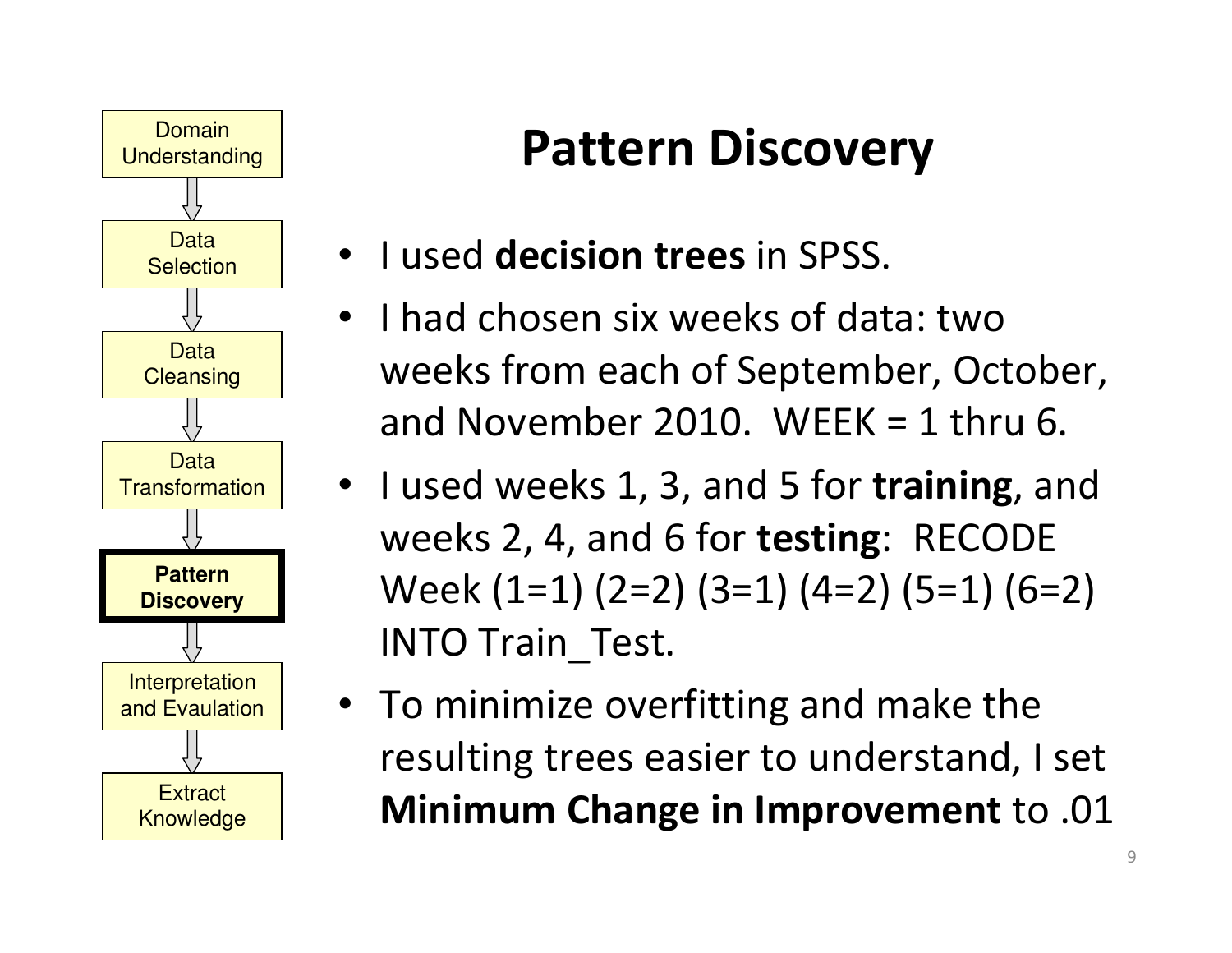- Domain Understanding
- Data Selection
- Data Cleansing
- Data Transformation
- **Pattern Discovery**
- Interpretation and Evaulation
- Extract Knowledge

# Pattern Discovery

- I used **decision trees** in SPSS.
- I had chosen six weeks of data: two weeks from each of September, October, and November 2010. WEEK = 1 thru 6.
- I used weeks 1, 3, and 5 for **training**, and weeks 2, 4, and 6 for **testing**: RECODE Week (1=1) (2=2) (3=1) (4=2) (5=1) (6=2) INTO Train_Test.
- To minimize overfitting and make the resulting trees easier to understand, I set **Minimum Change in Improvement** to .01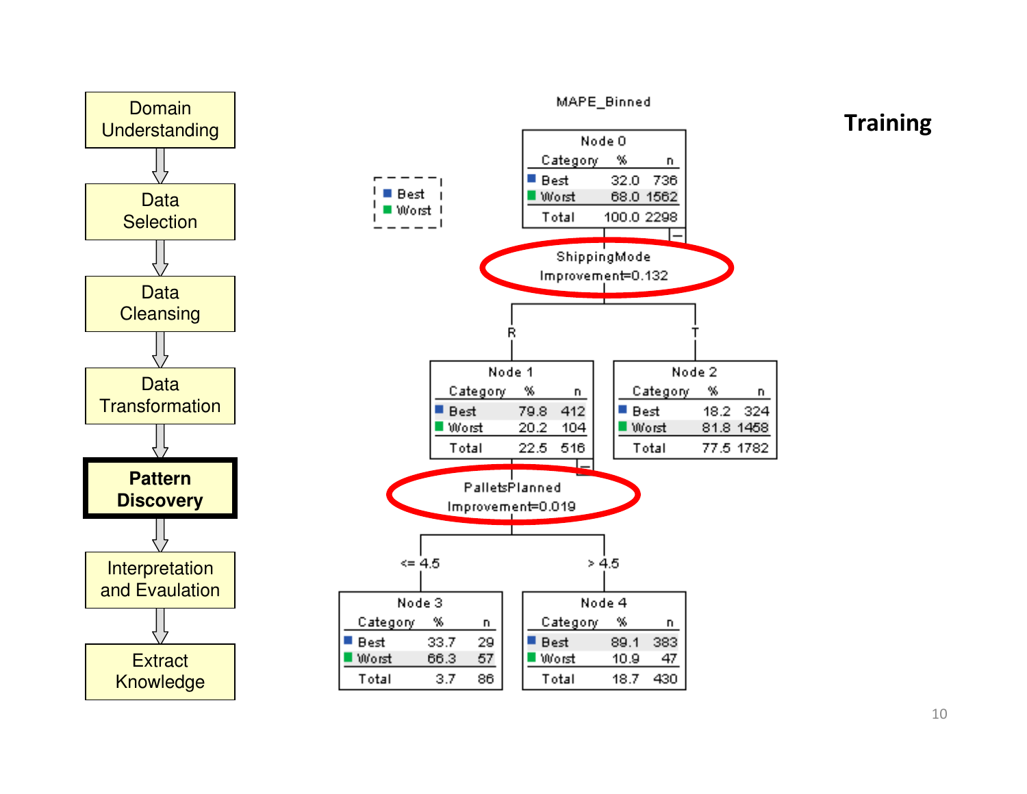## Training

- Domain Understanding
- Data Selection
- Data Cleansing
- Data Transformation
- **Pattern Discovery**
- Interpretation and Evaulation
- Extract Knowledge

MAPE_Binned

Legend: Best, Worst

**Node 0**

| Category | % | n |
|---|---|---|
| Best | 32.0 | 736 |
| Worst | 68.0 | 1562 |
| Total | 100.0 | 2298 |

ShippingMode
Improvement=0.132

R → **Node 1**

| Category | % | n |
|---|---|---|
| Best | 79.8 | 412 |
| Worst | 20.2 | 104 |
| Total | 22.5 | 516 |

T → **Node 2**

| Category | % | n |
|---|---|---|
| Best | 18.2 | 324 |
| Worst | 81.8 | 1458 |
| Total | 77.5 | 1782 |

PalletsPlanned
Improvement=0.019

<= 4.5 → **Node 3**

| Category | % | n |
|---|---|---|
| Best | 33.7 | 29 |
| Worst | 66.3 | 57 |
| Total | 3.7 | 86 |

> 4.5 → **Node 4**

| Category | % | n |
|---|---|---|
| Best | 89.1 | 383 |
| Worst | 10.9 | 47 |
| Total | 18.7 | 430 |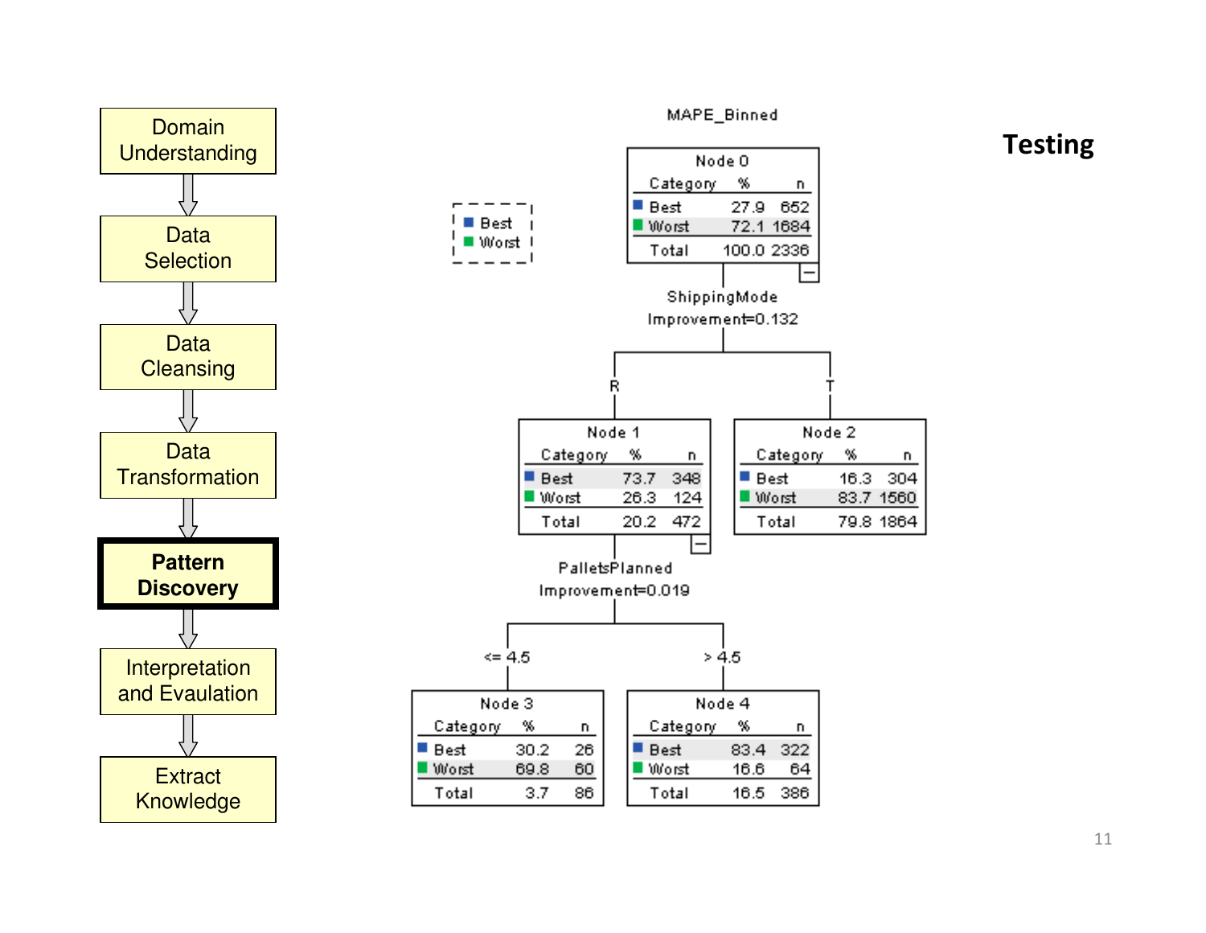# Testing

- Domain Understanding
- Data Selection
- Data Cleansing
- Data Transformation
- **Pattern Discovery**
- Interpretation and Evaulation
- Extract Knowledge

MAPE_Binned

Legend: Best, Worst

**Node 0**

| Category | % | n |
|---|---|---|
| Best | 27.9 | 652 |
| Worst | 72.1 | 1684 |
| Total | 100.0 | 2336 |

ShippingMode
Improvement=0.132

R → **Node 1**

| Category | % | n |
|---|---|---|
| Best | 73.7 | 348 |
| Worst | 26.3 | 124 |
| Total | 20.2 | 472 |

T → **Node 2**

| Category | % | n |
|---|---|---|
| Best | 16.3 | 304 |
| Worst | 83.7 | 1560 |
| Total | 79.8 | 1864 |

PalletsPlanned
Improvement=0.019

<= 4.5 → **Node 3**

| Category | % | n |
|---|---|---|
| Best | 30.2 | 26 |
| Worst | 69.8 | 60 |
| Total | 3.7 | 86 |

> 4.5 → **Node 4**

| Category | % | n |
|---|---|---|
| Best | 83.4 | 322 |
| Worst | 16.6 | 64 |
| Total | 16.5 | 386 |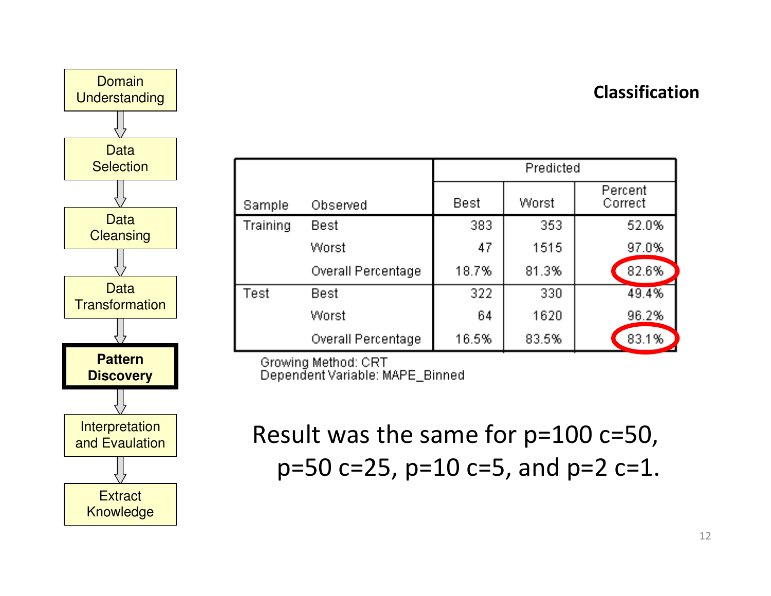Domain Understanding → Data Selection → Data Cleansing → Data Transformation → **Pattern Discovery** → Interpretation and Evaulation → Extract Knowledge

## Classification

| Sample | Observed | Predicted: Best | Predicted: Worst | Predicted: Percent Correct |
|---|---|---|---|---|
| Training | Best | 383 | 353 | 52.0% |
| | Worst | 47 | 1515 | 97.0% |
| | Overall Percentage | 18.7% | 81.3% | 82.6% |
| Test | Best | 322 | 330 | 49.4% |
| | Worst | 64 | 1620 | 96.2% |
| | Overall Percentage | 16.5% | 83.5% | 83.1% |

Growing Method: CRT
Dependent Variable: MAPE_Binned

Result was the same for p=100 c=50, p=50 c=25, p=10 c=5, and p=2 c=1.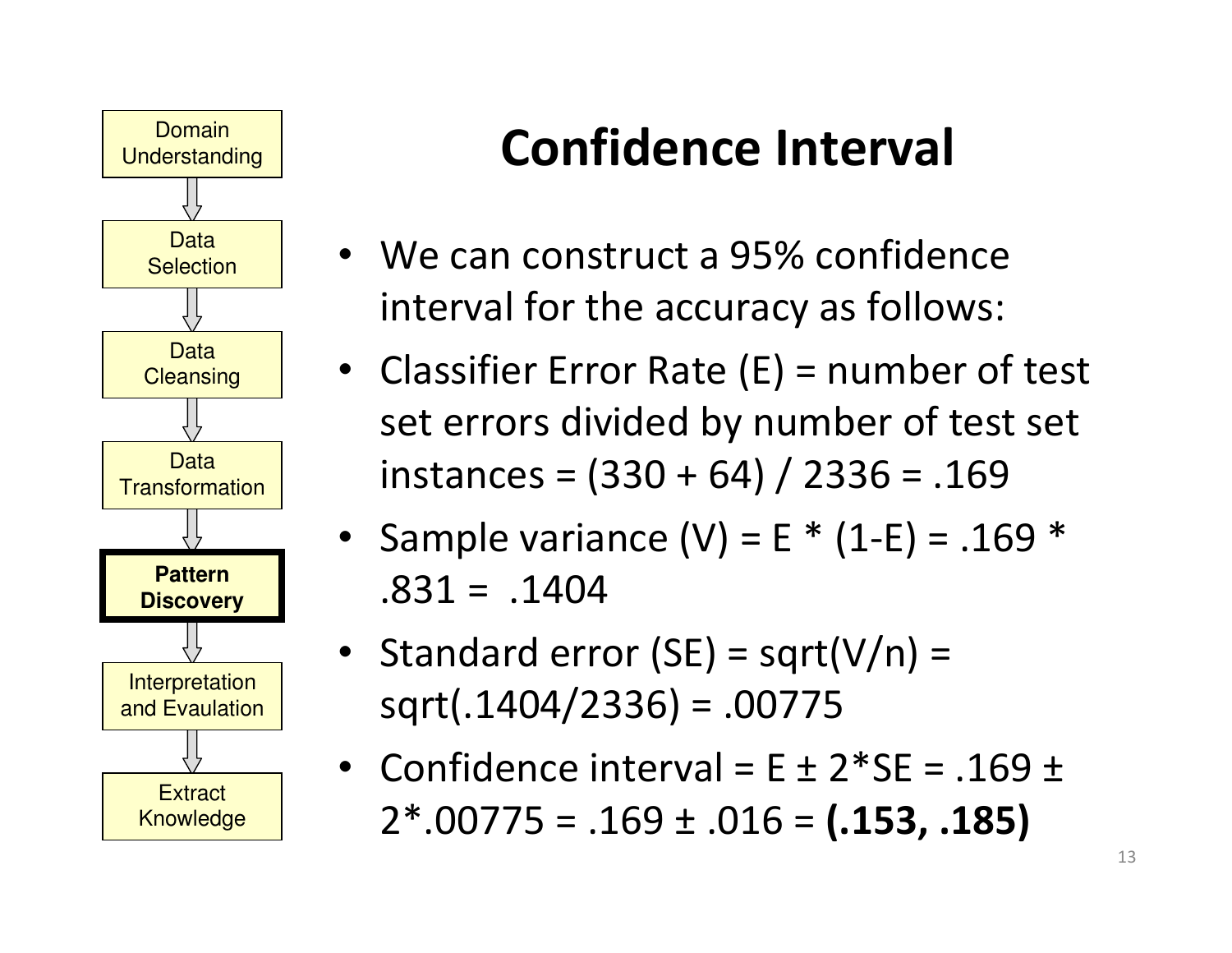Domain Understanding → Data Selection → Data Cleansing → Data Transformation → **Pattern Discovery** → Interpretation and Evaulation → Extract Knowledge

# Confidence Interval

- We can construct a 95% confidence interval for the accuracy as follows:
- Classifier Error Rate (E) = number of test set errors divided by number of test set instances = (330 + 64) / 2336 = .169
- Sample variance (V) = E * (1-E) = .169 * .831 = .1404
- Standard error (SE) = sqrt(V/n) = sqrt(.1404/2336) = .00775
- Confidence interval = E ± 2*SE = .169 ± 2*.00775 = .169 ± .016 = **(.153, .185)**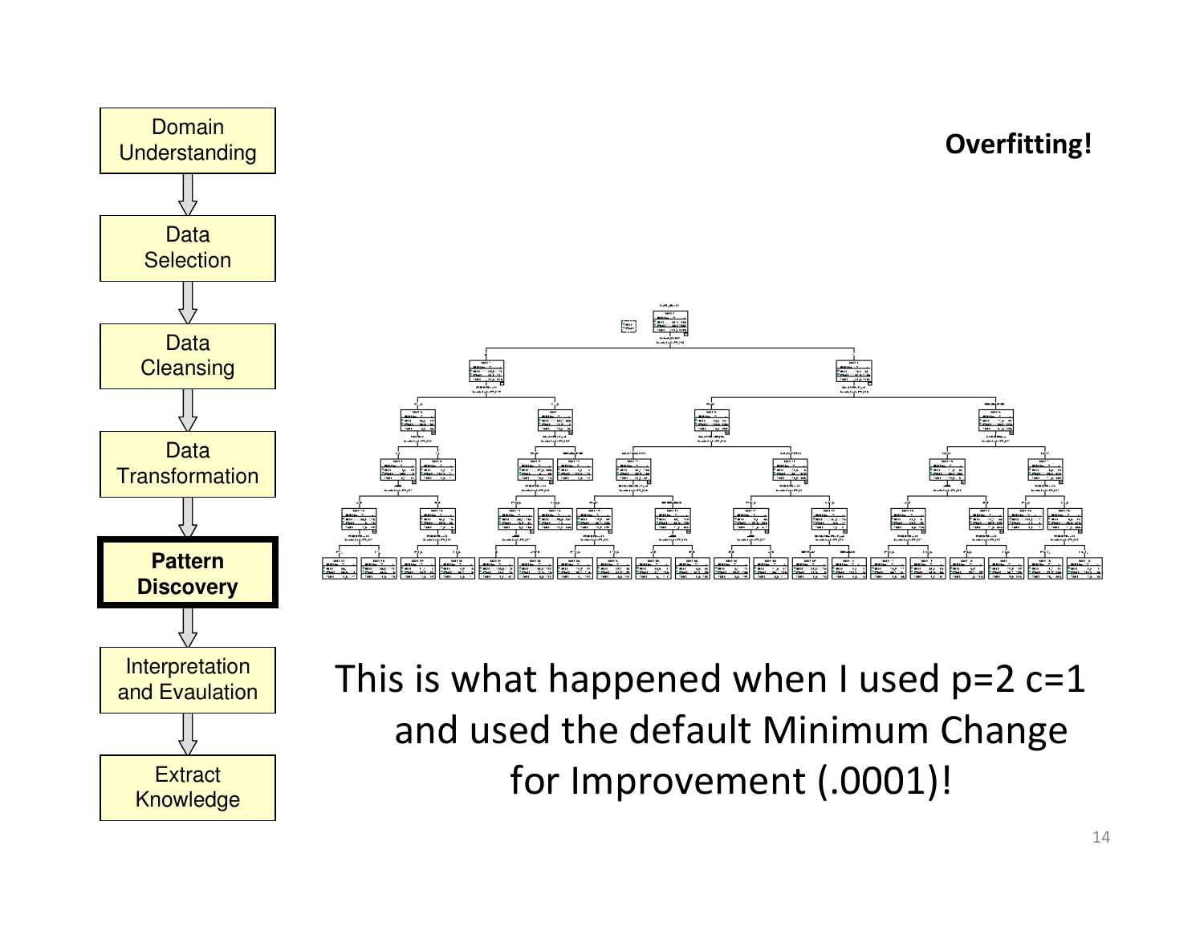Domain Understanding

Data Selection

Data Cleansing

Data Transformation

**Pattern Discovery**

Interpretation and Evaulation

Extract Knowledge

**Overfitting!**

This is what happened when I used p=2 c=1 and used the default Minimum Change for Improvement (.0001)!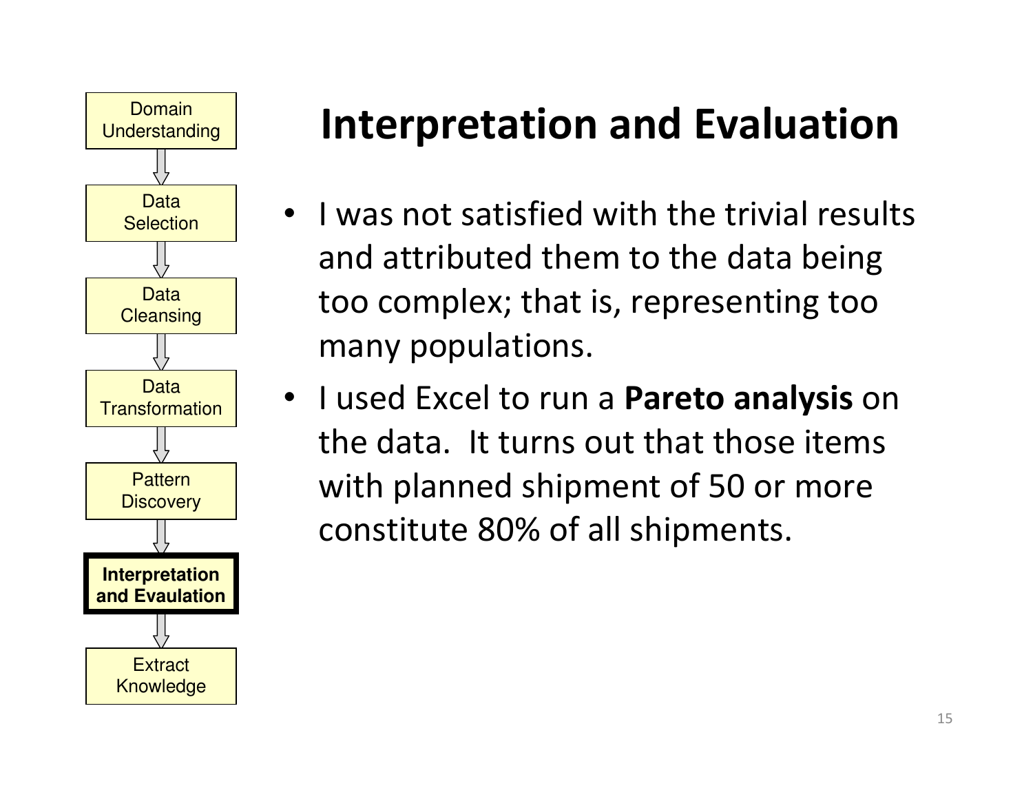- Domain Understanding
- Data Selection
- Data Cleansing
- Data Transformation
- Pattern Discovery
- **Interpretation and Evaulation**
- Extract Knowledge

# Interpretation and Evaluation

- I was not satisfied with the trivial results and attributed them to the data being too complex; that is, representing too many populations.
- I used Excel to run a **Pareto analysis** on the data. It turns out that those items with planned shipment of 50 or more constitute 80% of all shipments.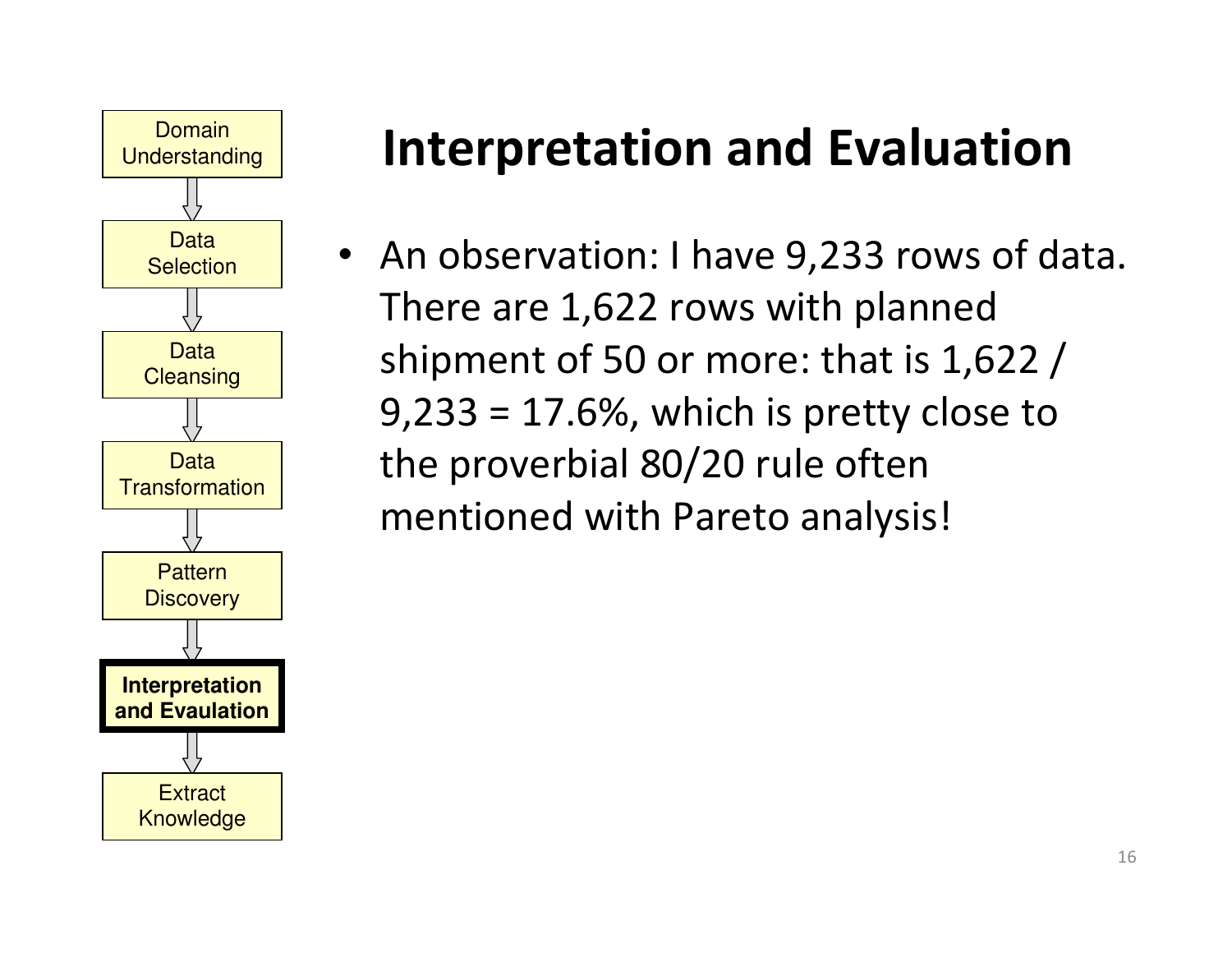- Domain Understanding
- Data Selection
- Data Cleansing
- Data Transformation
- Pattern Discovery
- **Interpretation and Evaulation**
- Extract Knowledge

# Interpretation and Evaluation

- An observation: I have 9,233 rows of data. There are 1,622 rows with planned shipment of 50 or more: that is 1,622 / 9,233 = 17.6%, which is pretty close to the proverbial 80/20 rule often mentioned with Pareto analysis!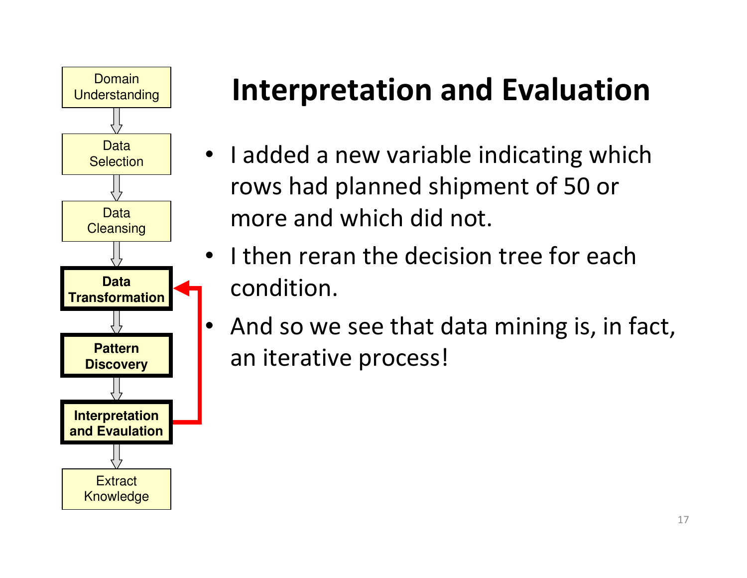Domain Understanding

Data Selection

Data Cleansing

**Data Transformation**

**Pattern Discovery**

**Interpretation and Evaulation**

Extract Knowledge

# Interpretation and Evaluation

- I added a new variable indicating which rows had planned shipment of 50 or more and which did not.
- I then reran the decision tree for each condition.
- And so we see that data mining is, in fact, an iterative process!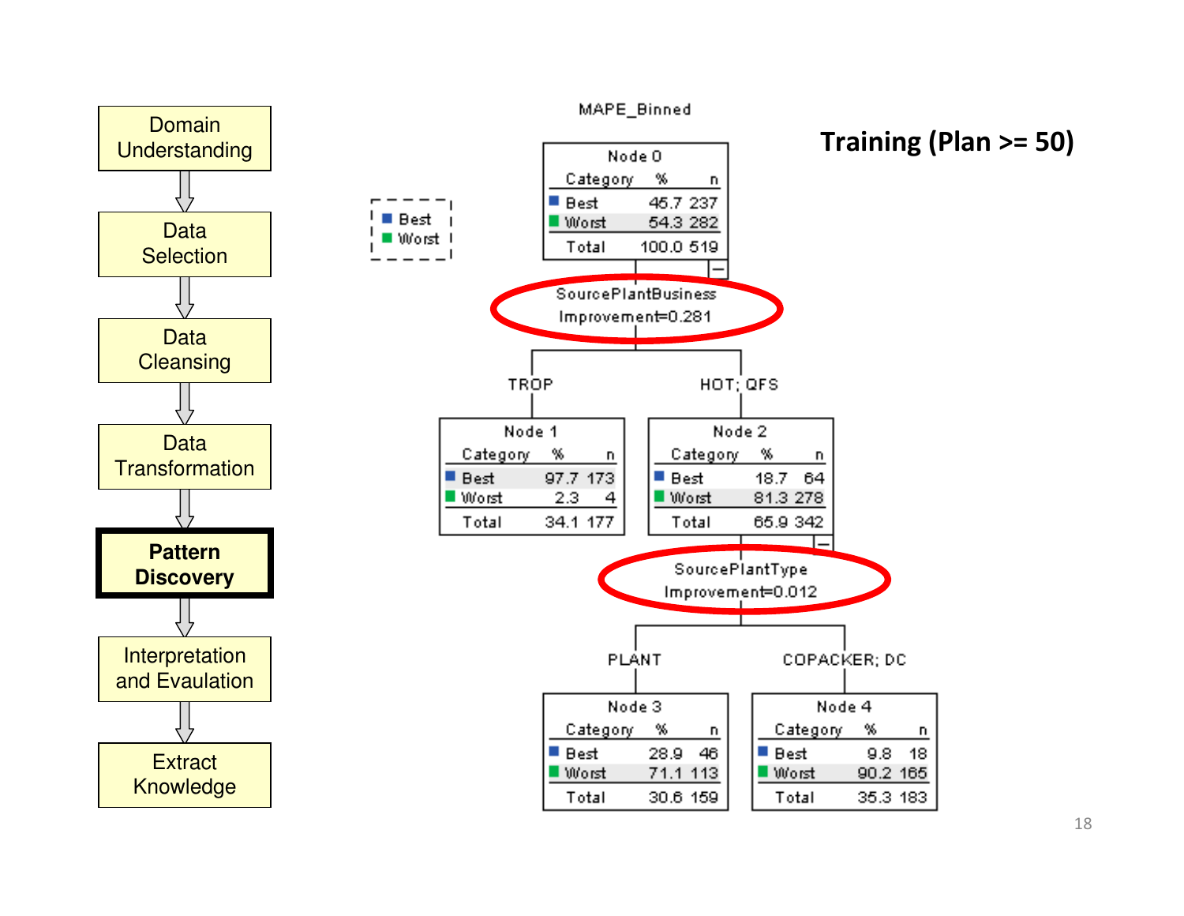## Training (Plan >= 50)

Domain Understanding → Data Selection → Data Cleansing → Data Transformation → **Pattern Discovery** → Interpretation and Evaulation → Extract Knowledge

MAPE_Binned

Legend: Best, Worst

**Node 0**

| Category | % | n |
|---|---|---|
| Best | 45.7 | 237 |
| Worst | 54.3 | 282 |
| Total | 100.0 | 519 |

SourcePlantBusiness
Improvement=0.281

TROP → **Node 1**

| Category | % | n |
|---|---|---|
| Best | 97.7 | 173 |
| Worst | 2.3 | 4 |
| Total | 34.1 | 177 |

HOT; QFS → **Node 2**

| Category | % | n |
|---|---|---|
| Best | 18.7 | 64 |
| Worst | 81.3 | 278 |
| Total | 65.9 | 342 |

SourcePlantType
Improvement=0.012

PLANT → **Node 3**

| Category | % | n |
|---|---|---|
| Best | 28.9 | 46 |
| Worst | 71.1 | 113 |
| Total | 30.6 | 159 |

COPACKER; DC → **Node 4**

| Category | % | n |
|---|---|---|
| Best | 9.8 | 18 |
| Worst | 90.2 | 165 |
| Total | 35.3 | 183 |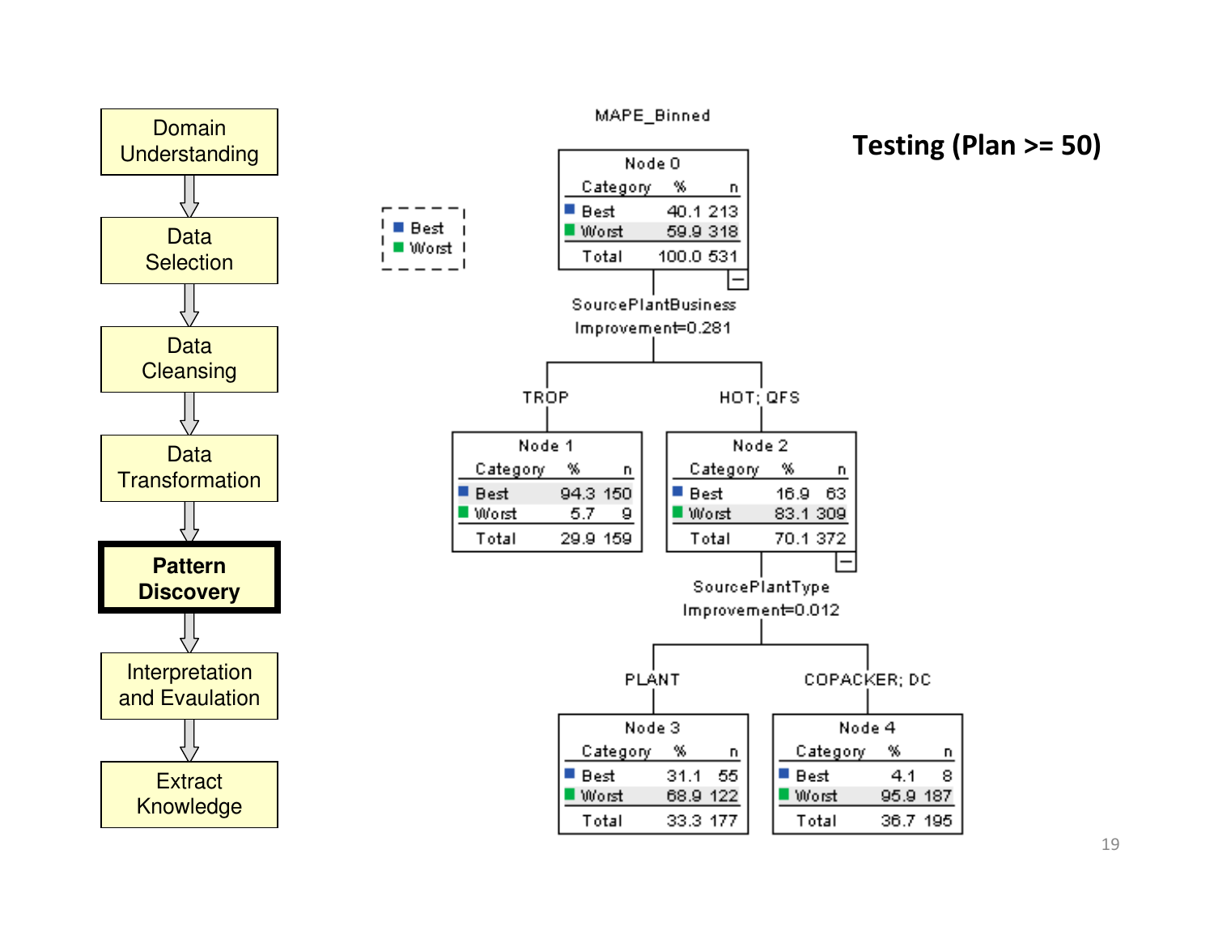# Testing (Plan >= 50)

- Domain Understanding
- Data Selection
- Data Cleansing
- Data Transformation
- **Pattern Discovery**
- Interpretation and Evaulation
- Extract Knowledge

MAPE_Binned

Legend: Best, Worst

**Node 0**

| Category | % | n |
|---|---|---|
| Best | 40.1 | 213 |
| Worst | 59.9 | 318 |
| Total | 100.0 | 531 |

SourcePlantBusiness
Improvement=0.281

TROP → **Node 1**

| Category | % | n |
|---|---|---|
| Best | 94.3 | 150 |
| Worst | 5.7 | 9 |
| Total | 29.9 | 159 |

HOT; QFS → **Node 2**

| Category | % | n |
|---|---|---|
| Best | 16.9 | 63 |
| Worst | 83.1 | 309 |
| Total | 70.1 | 372 |

SourcePlantType
Improvement=0.012

PLANT → **Node 3**

| Category | % | n |
|---|---|---|
| Best | 31.1 | 55 |
| Worst | 68.9 | 122 |
| Total | 33.3 | 177 |

COPACKER; DC → **Node 4**

| Category | % | n |
|---|---|---|
| Best | 4.1 | 8 |
| Worst | 95.9 | 187 |
| Total | 36.7 | 195 |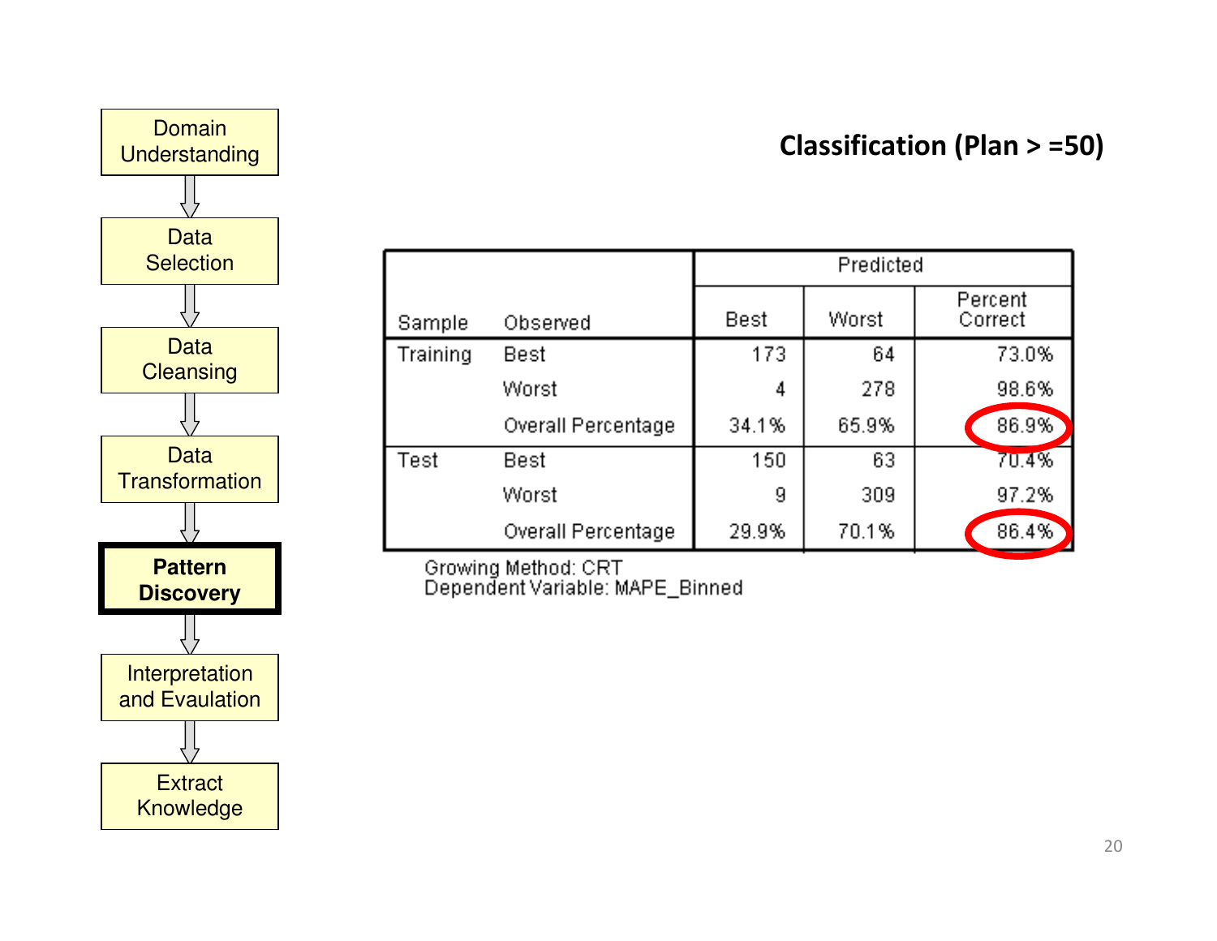- Domain Understanding
- Data Selection
- Data Cleansing
- Data Transformation
- **Pattern Discovery**
- Interpretation and Evaulation
- Extract Knowledge

## Classification (Plan > =50)

| Sample | Observed | Predicted | | |
|---|---|---|---|---|
| | | Best | Worst | Percent Correct |
| Training | Best | 173 | 64 | 73.0% |
| | Worst | 4 | 278 | 98.6% |
| | Overall Percentage | 34.1% | 65.9% | 86.9% |
| Test | Best | 150 | 63 | 70.4% |
| | Worst | 9 | 309 | 97.2% |
| | Overall Percentage | 29.9% | 70.1% | 86.4% |

Growing Method: CRT
Dependent Variable: MAPE_Binned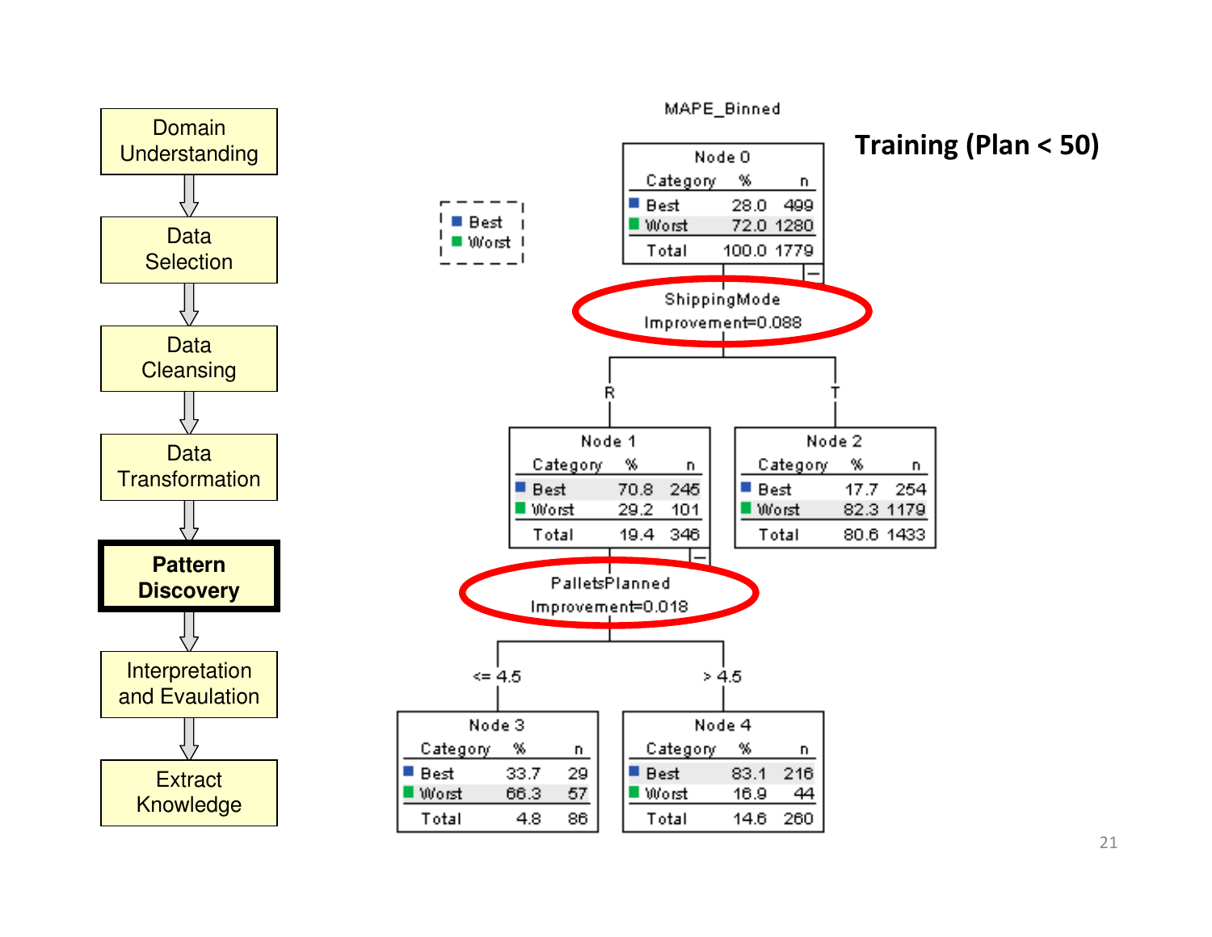## Training (Plan < 50)

Domain Understanding → Data Selection → Data Cleansing → Data Transformation → **Pattern Discovery** → Interpretation and Evaulation → Extract Knowledge

MAPE_Binned

Legend: Best, Worst

**Node 0**

| Category | % | n |
|---|---|---|
| Best | 28.0 | 499 |
| Worst | 72.0 | 1280 |
| Total | 100.0 | 1779 |

ShippingMode
Improvement=0.088

R → **Node 1**

| Category | % | n |
|---|---|---|
| Best | 70.8 | 245 |
| Worst | 29.2 | 101 |
| Total | 19.4 | 346 |

T → **Node 2**

| Category | % | n |
|---|---|---|
| Best | 17.7 | 254 |
| Worst | 82.3 | 1179 |
| Total | 80.6 | 1433 |

PalletsPlanned
Improvement=0.018

<= 4.5 → **Node 3**

| Category | % | n |
|---|---|---|
| Best | 33.7 | 29 |
| Worst | 66.3 | 57 |
| Total | 4.8 | 86 |

> 4.5 → **Node 4**

| Category | % | n |
|---|---|---|
| Best | 83.1 | 216 |
| Worst | 16.9 | 44 |
| Total | 14.6 | 260 |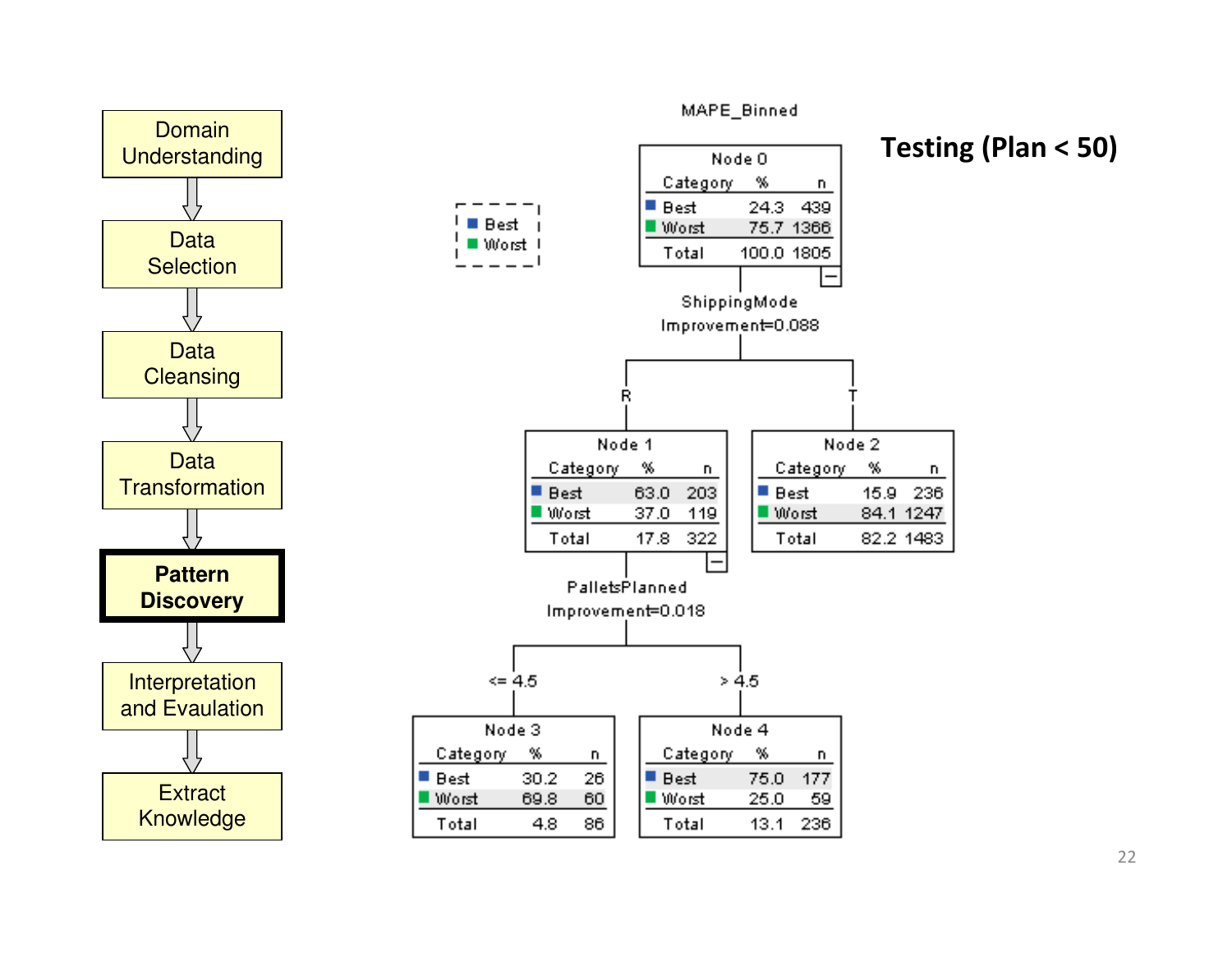## Testing (Plan < 50)

- Domain Understanding
- Data Selection
- Data Cleansing
- Data Transformation
- **Pattern Discovery**
- Interpretation and Evaulation
- Extract Knowledge

MAPE_Binned

Legend: Best, Worst

**Node 0**

| Category | % | n |
|---|---|---|
| Best | 24.3 | 439 |
| Worst | 75.7 | 1366 |
| Total | 100.0 | 1805 |

ShippingMode
Improvement=0.088

R → **Node 1**

| Category | % | n |
|---|---|---|
| Best | 63.0 | 203 |
| Worst | 37.0 | 119 |
| Total | 17.8 | 322 |

T → **Node 2**

| Category | % | n |
|---|---|---|
| Best | 15.9 | 236 |
| Worst | 84.1 | 1247 |
| Total | 82.2 | 1483 |

PalletsPlanned
Improvement=0.018

<= 4.5 → **Node 3**

| Category | % | n |
|---|---|---|
| Best | 30.2 | 26 |
| Worst | 69.8 | 60 |
| Total | 4.8 | 86 |

> 4.5 → **Node 4**

| Category | % | n |
|---|---|---|
| Best | 75.0 | 177 |
| Worst | 25.0 | 59 |
| Total | 13.1 | 236 |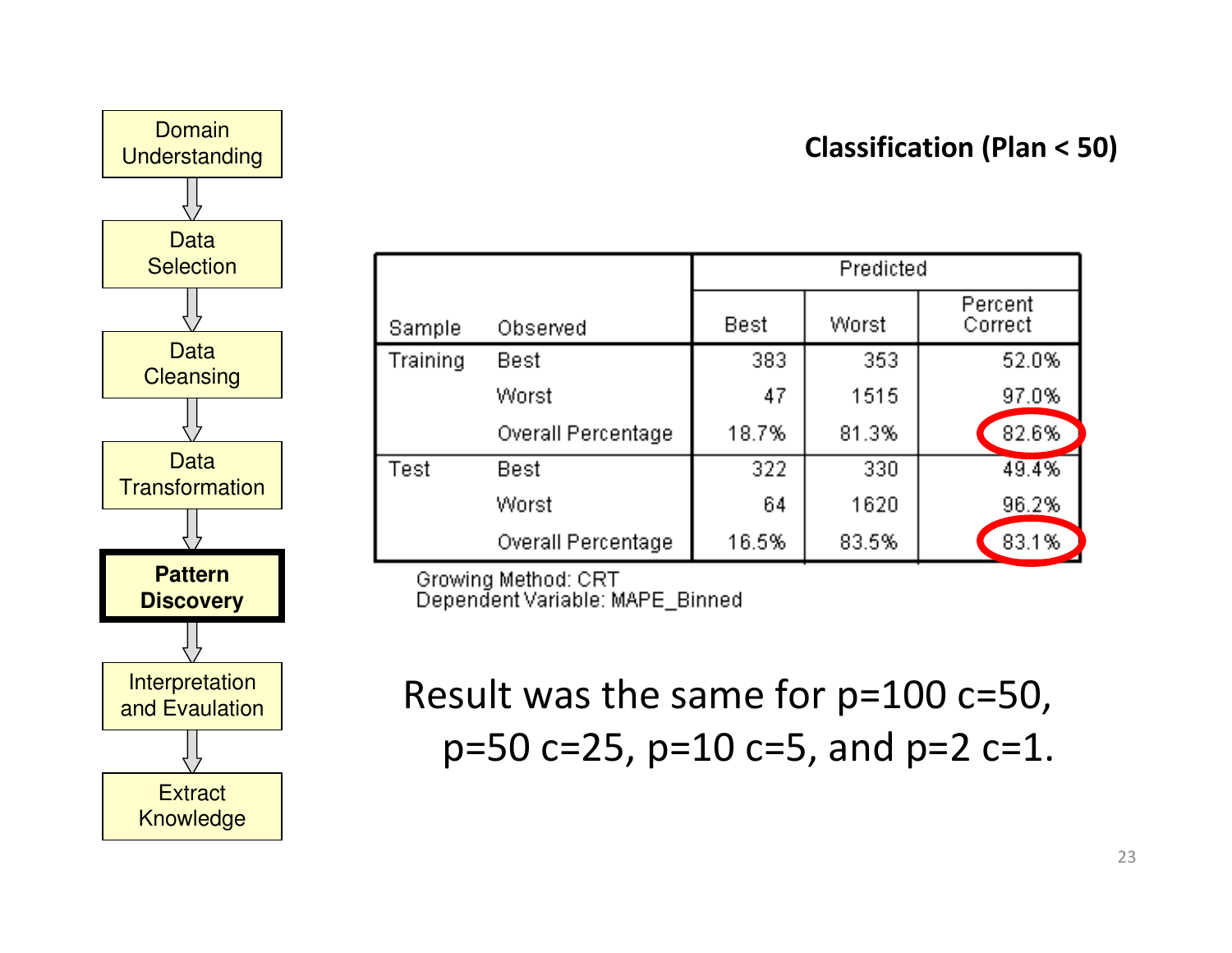- Domain Understanding
- Data Selection
- Data Cleansing
- Data Transformation
- **Pattern Discovery**
- Interpretation and Evaulation
- Extract Knowledge

## Classification (Plan < 50)

| Sample | Observed | Predicted | | |
|---|---|---|---|---|
| | | Best | Worst | Percent Correct |
| Training | Best | 383 | 353 | 52.0% |
| | Worst | 47 | 1515 | 97.0% |
| | Overall Percentage | 18.7% | 81.3% | 82.6% |
| Test | Best | 322 | 330 | 49.4% |
| | Worst | 64 | 1620 | 96.2% |
| | Overall Percentage | 16.5% | 83.5% | 83.1% |

Growing Method: CRT
Dependent Variable: MAPE_Binned

Result was the same for p=100 c=50, p=50 c=25, p=10 c=5, and p=2 c=1.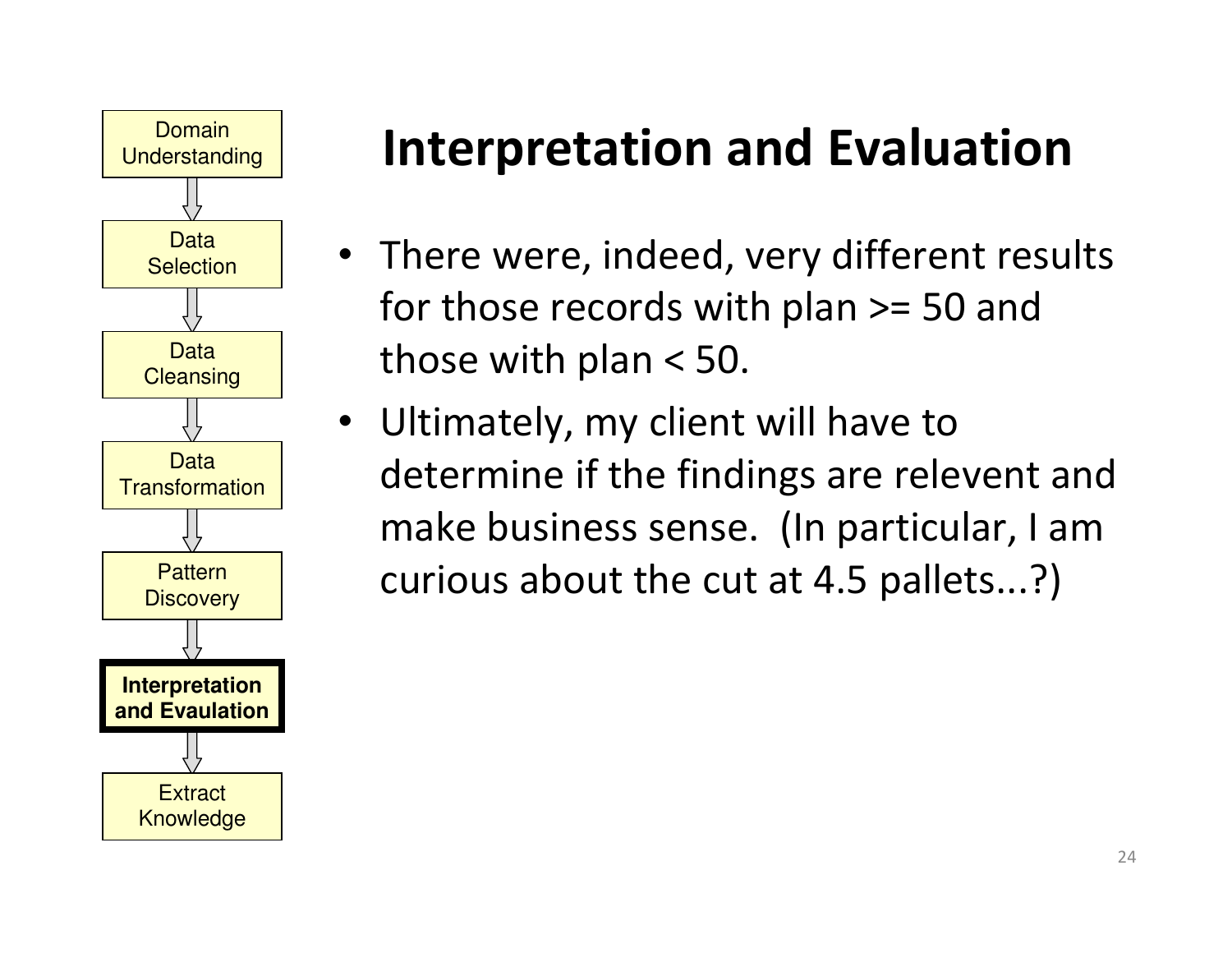Domain Understanding

Data Selection

Data Cleansing

Data Transformation

Pattern Discovery

**Interpretation and Evaulation**

Extract Knowledge

# Interpretation and Evaluation

- There were, indeed, very different results for those records with plan >= 50 and those with plan < 50.
- Ultimately, my client will have to determine if the findings are relevent and make business sense. (In particular, I am curious about the cut at 4.5 pallets...?)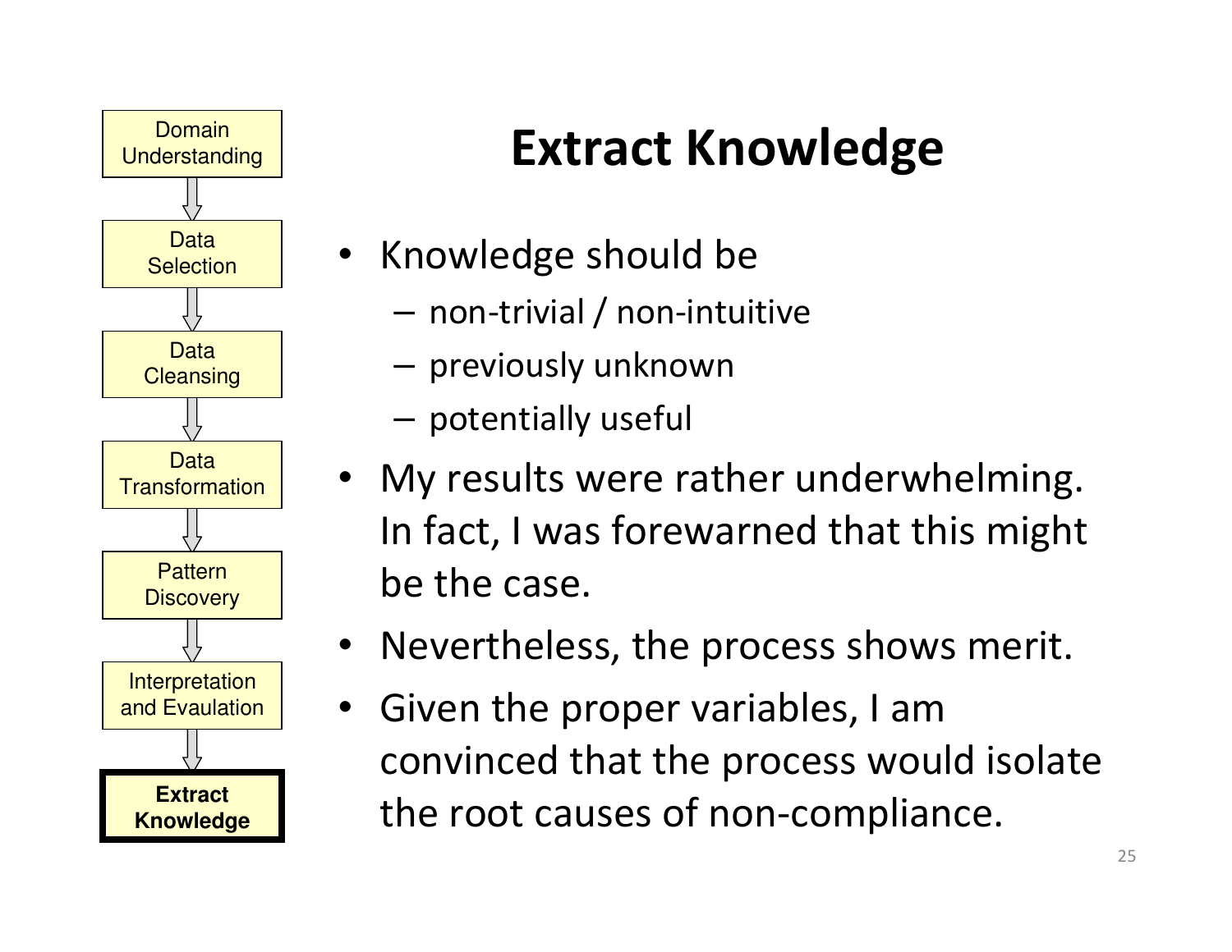Domain Understanding → Data Selection → Data Cleansing → Data Transformation → Pattern Discovery → Interpretation and Evaulation → **Extract Knowledge**

# Extract Knowledge

- Knowledge should be
  - non-trivial / non-intuitive
  - previously unknown
  - potentially useful
- My results were rather underwhelming. In fact, I was forewarned that this might be the case.
- Nevertheless, the process shows merit.
- Given the proper variables, I am convinced that the process would isolate the root causes of non-compliance.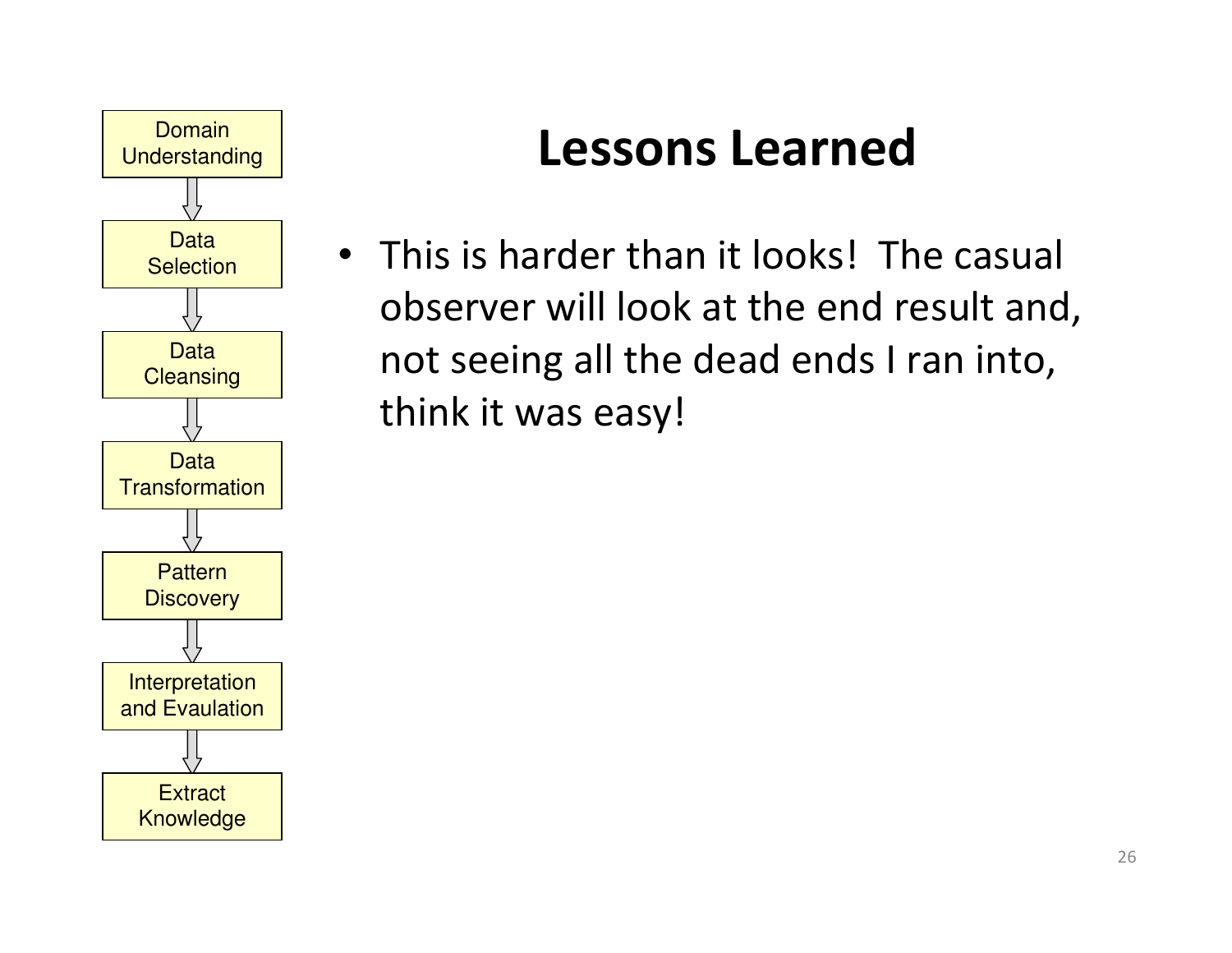Domain Understanding → Data Selection → Data Cleansing → Data Transformation → Pattern Discovery → Interpretation and Evaulation → Extract Knowledge

# Lessons Learned

- This is harder than it looks! The casual observer will look at the end result and, not seeing all the dead ends I ran into, think it was easy!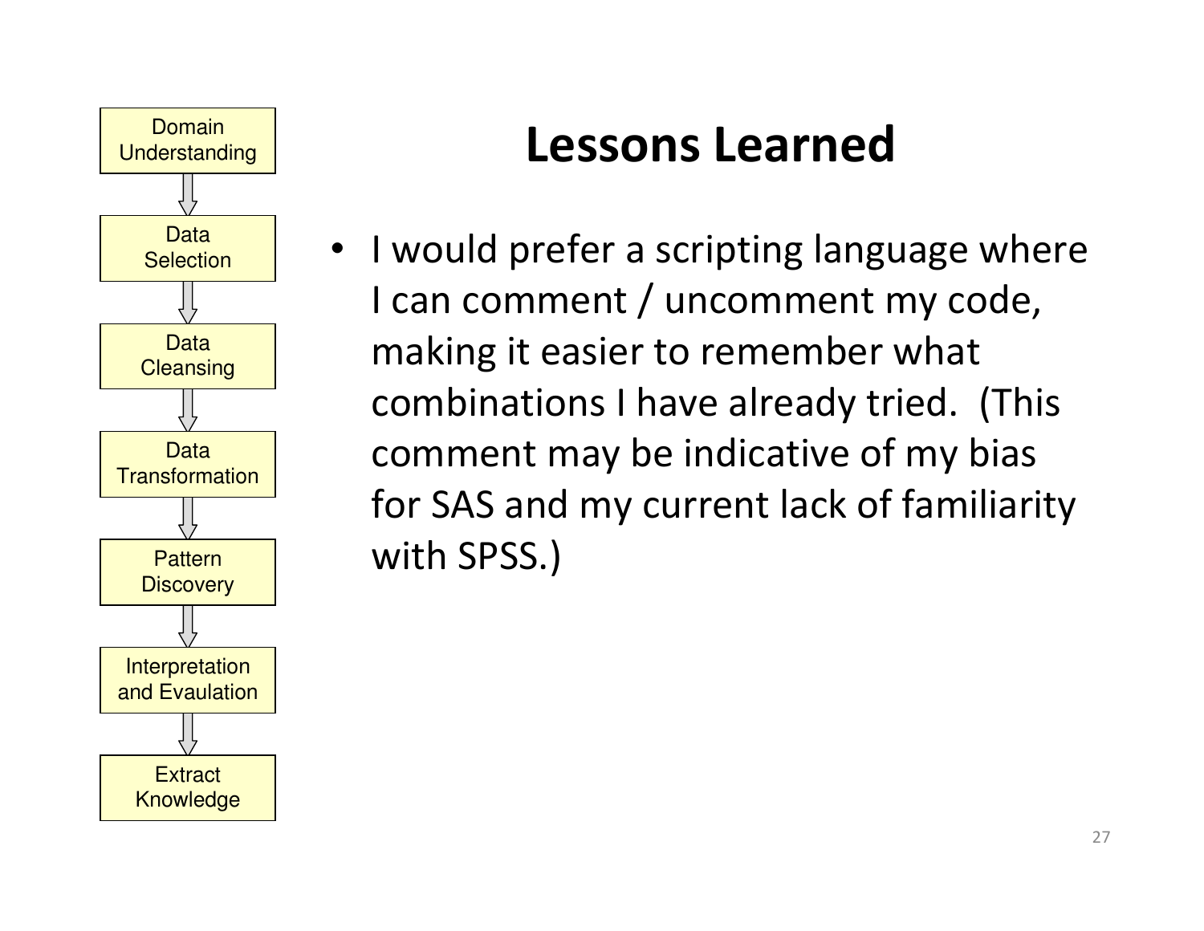Domain Understanding → Data Selection → Data Cleansing → Data Transformation → Pattern Discovery → Interpretation and Evaulation → Extract Knowledge

# Lessons Learned

- I would prefer a scripting language where I can comment / uncomment my code, making it easier to remember what combinations I have already tried. (This comment may be indicative of my bias for SAS and my current lack of familiarity with SPSS.)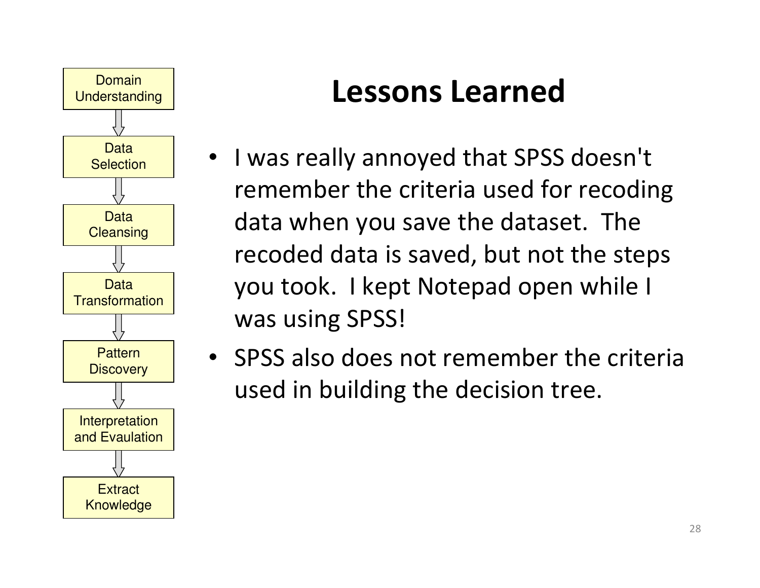Domain Understanding → Data Selection → Data Cleansing → Data Transformation → Pattern Discovery → Interpretation and Evaulation → Extract Knowledge

# Lessons Learned

- I was really annoyed that SPSS doesn't remember the criteria used for recoding data when you save the dataset. The recoded data is saved, but not the steps you took. I kept Notepad open while I was using SPSS!
- SPSS also does not remember the criteria used in building the decision tree.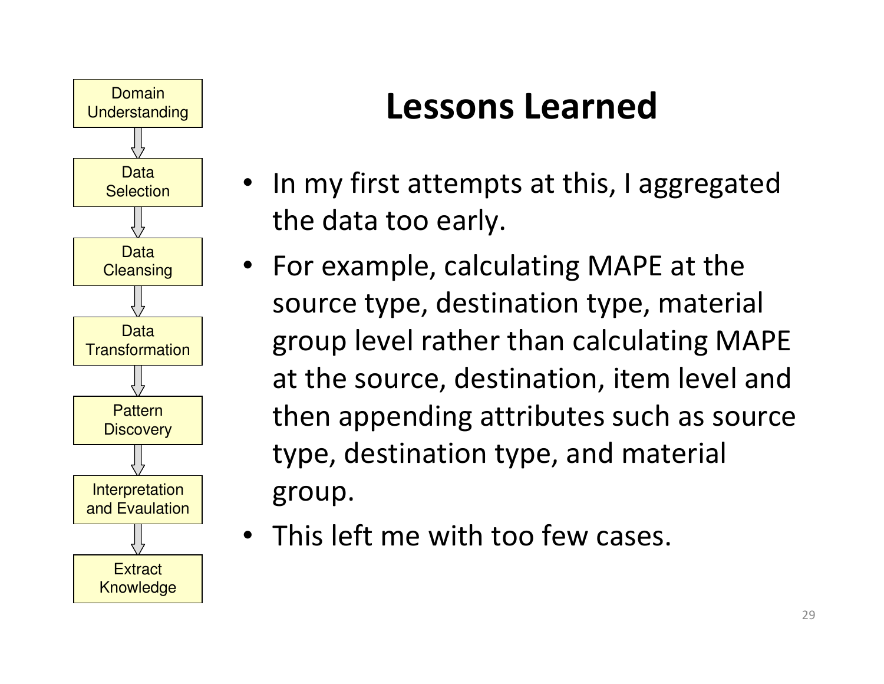Domain Understanding

Data Selection

Data Cleansing

Data Transformation

Pattern Discovery

Interpretation and Evaulation

Extract Knowledge

# Lessons Learned

- In my first attempts at this, I aggregated the data too early.
- For example, calculating MAPE at the source type, destination type, material group level rather than calculating MAPE at the source, destination, item level and then appending attributes such as source type, destination type, and material group.
- This left me with too few cases.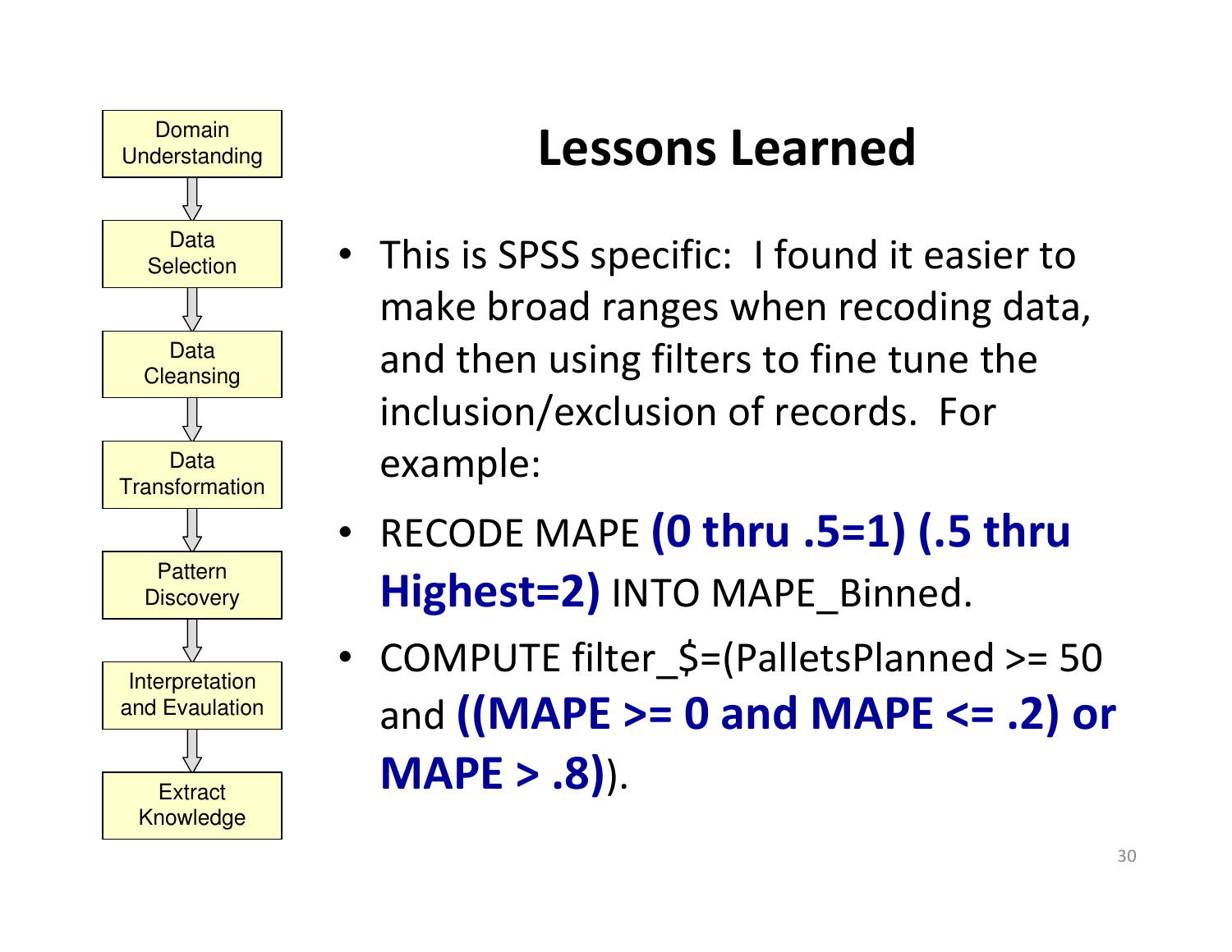Domain Understanding → Data Selection → Data Cleansing → Data Transformation → Pattern Discovery → Interpretation and Evaulation → Extract Knowledge

# Lessons Learned

- This is SPSS specific: I found it easier to make broad ranges when recoding data, and then using filters to fine tune the inclusion/exclusion of records. For example:
- RECODE MAPE **(0 thru .5=1) (.5 thru Highest=2)** INTO MAPE_Binned.
- COMPUTE filter_$=(PalletsPlanned >= 50 and **((MAPE >= 0 and MAPE <= .2) or MAPE > .8)**).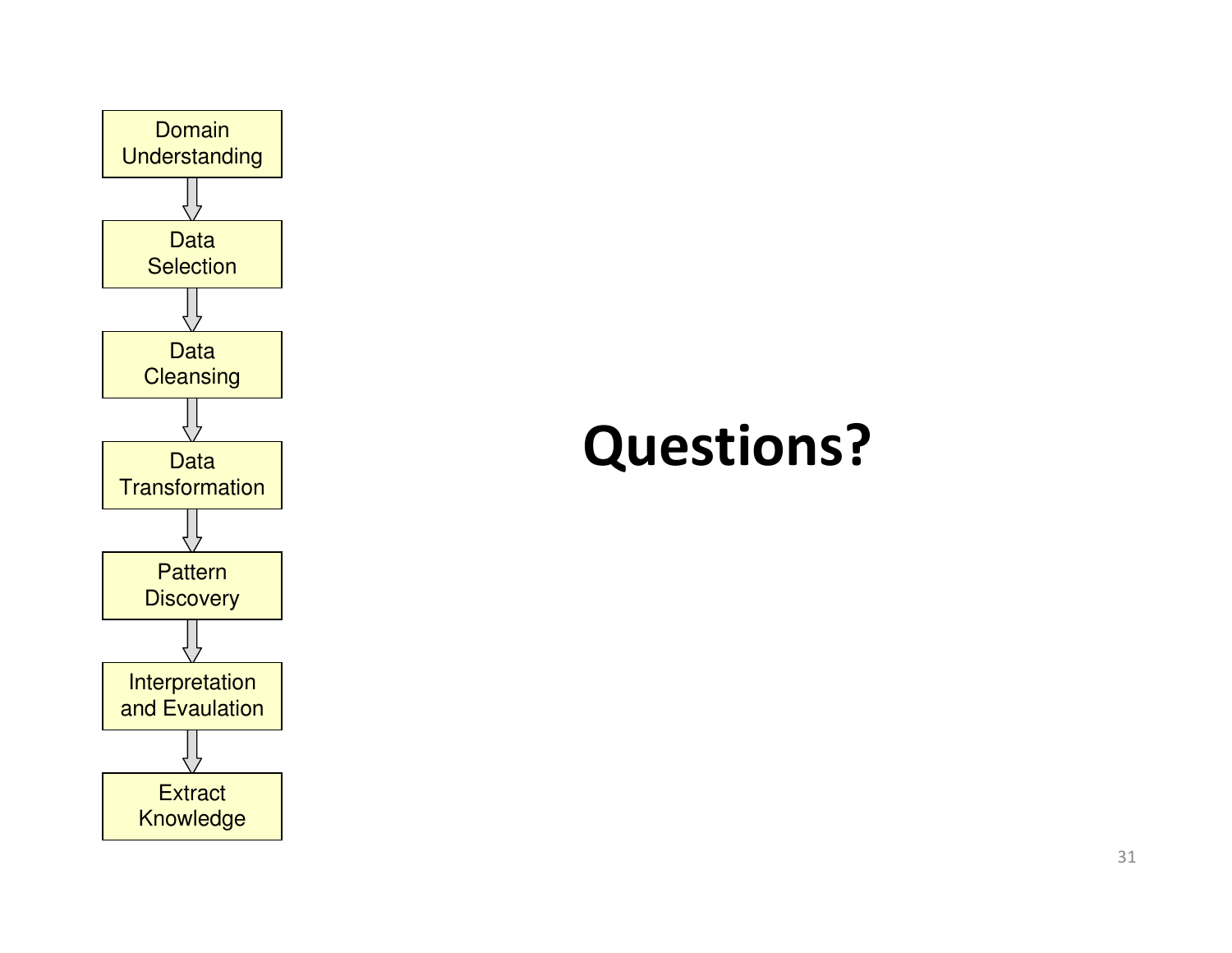Domain Understanding

↓

Data Selection

↓

Data Cleansing

↓

Data Transformation

↓

Pattern Discovery

↓

Interpretation and Evaulation

↓

Extract Knowledge

# Questions?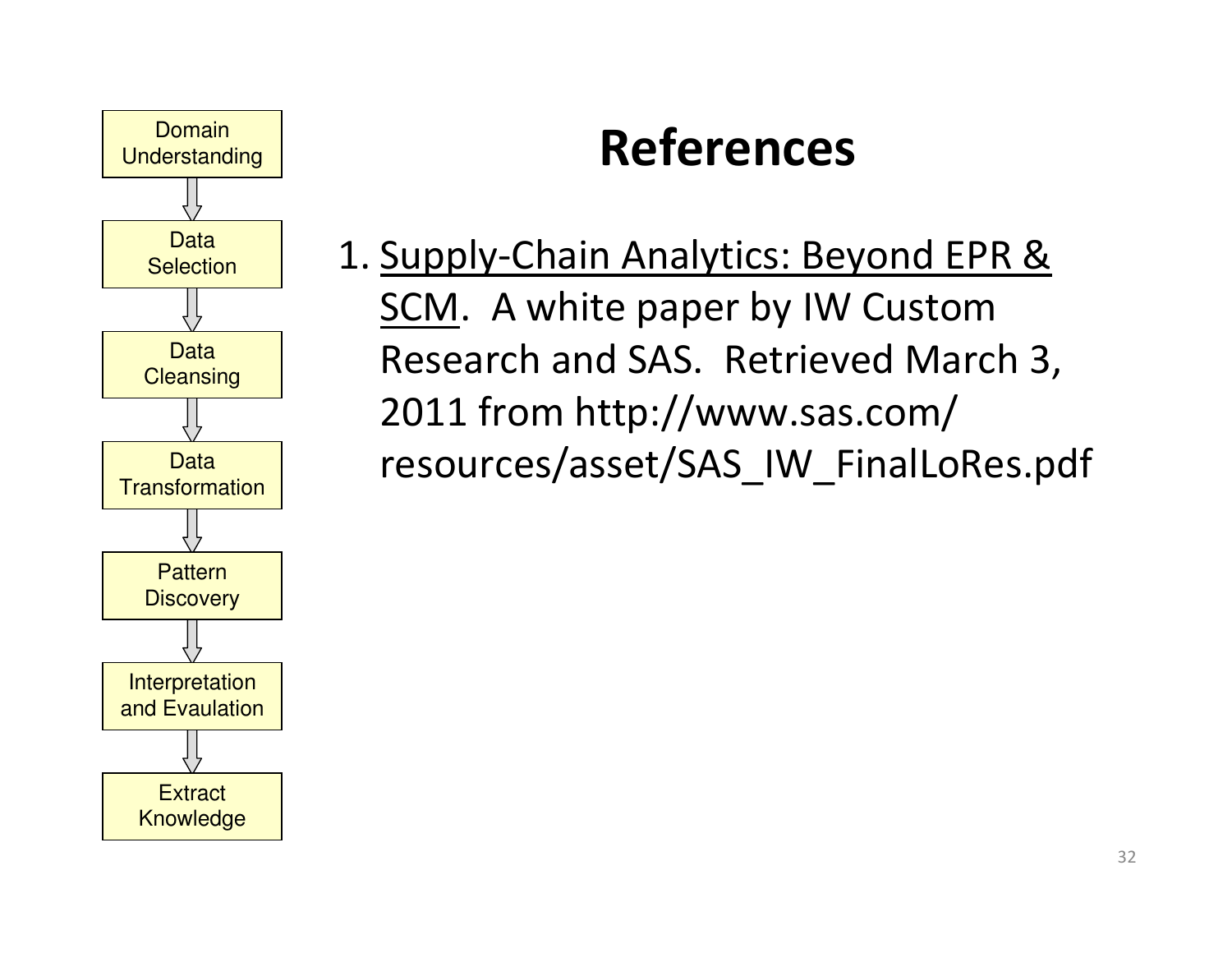Domain Understanding

Data Selection

Data Cleansing

Data Transformation

Pattern Discovery

Interpretation and Evaulation

Extract Knowledge

# References

1. Supply-Chain Analytics: Beyond EPR & SCM. A white paper by IW Custom Research and SAS. Retrieved March 3, 2011 from http://www.sas.com/resources/asset/SAS_IW_FinalLoRes.pdf